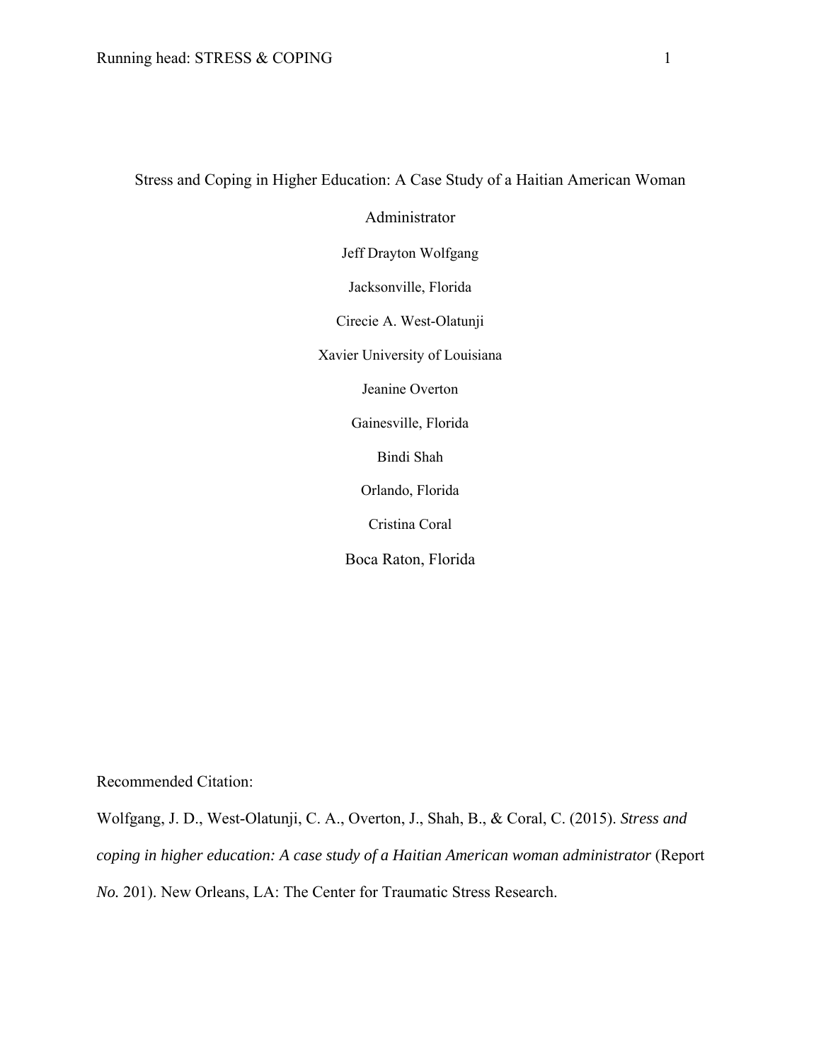# Stress and Coping in Higher Education: A Case Study of a Haitian American Woman Administrator

Jeff Drayton Wolfgang

Jacksonville, Florida

Cirecie A. West-Olatunji

Xavier University of Louisiana

Jeanine Overton

Gainesville, Florida

Bindi Shah

Orlando, Florida

Cristina Coral

Boca Raton, Florida

Recommended Citation:

Wolfgang, J. D., West-Olatunji, C. A., Overton, J., Shah, B., & Coral, C. (2015). *Stress and coping in higher education: A case study of a Haitian American woman administrator* (Report *No.* 201). New Orleans, LA: The Center for Traumatic Stress Research.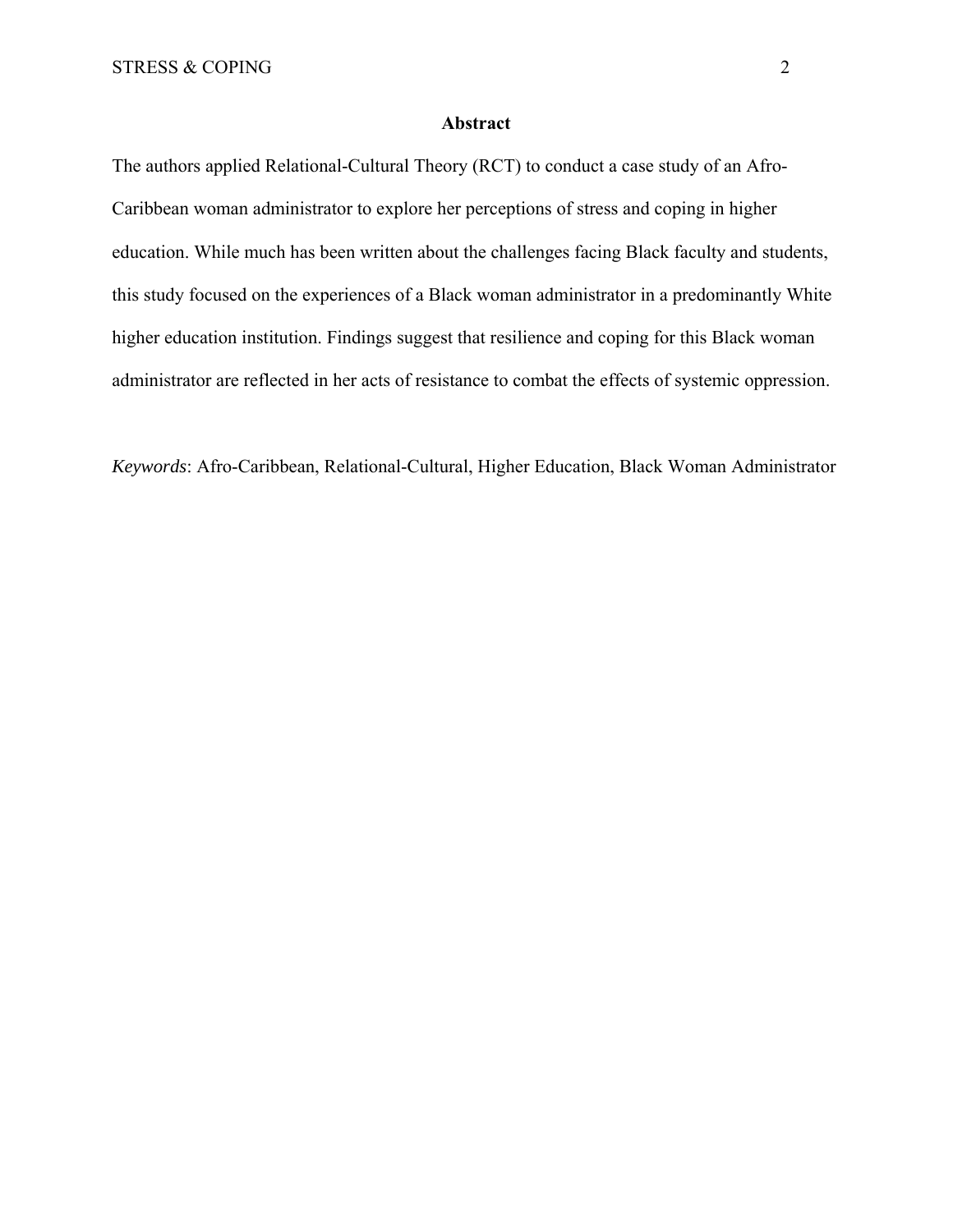# Abstract

The authors applied Relational-Cultural Theory (RCT) to conduct a case study of an Afro-Caribbean woman administrator to explore her perceptions of stress and coping in higher education. While much has been written about the challenges facing Black faculty and students, this study focused on the experiences of a Black woman administrator in a predominantly White higher education institution. Findings suggest that resilience and coping for this Black woman administrator are reflected in her acts of resistance to combat the effects of systemic oppression.

*Keywords*: Afro-Caribbean, Relational-Cultural, Higher Education, Black Woman Administrator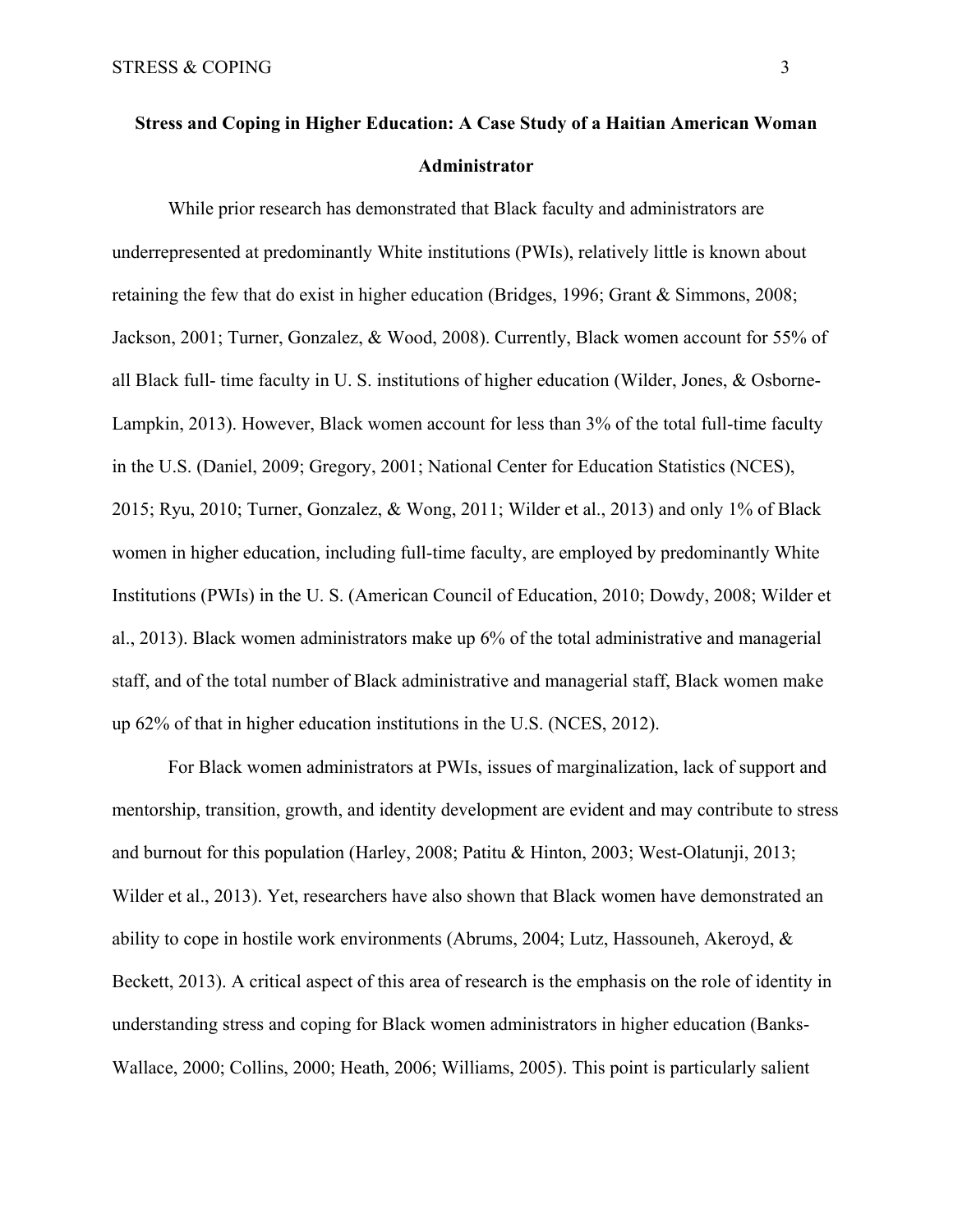**Stress and Coping in Higher Education: A Case Study of a Haitian American Woman Administrator**

While prior research has demonstrated that Black faculty and administrators are underrepresented at predominantly White institutions (PWIs), relatively little is known about retaining the few that do exist in higher education (Bridges, 1996; Grant & Simmons, 2008; Jackson, 2001; Turner, Gonzalez, & Wood, 2008). Currently, Black women account for 55% of all Black full- time faculty in U. S. institutions of higher education (Wilder, Jones, & Osborne-Lampkin, 2013). However, Black women account for less than 3% of the total full-time faculty in the U.S. (Daniel, 2009; Gregory, 2001; National Center for Education Statistics (NCES), 2015; Ryu, 2010; Turner, Gonzalez, & Wong, 2011; Wilder et al., 2013) and only 1% of Black women in higher education, including full-time faculty, are employed by predominantly White Institutions (PWIs) in the U. S. (American Council of Education, 2010; Dowdy, 2008; Wilder et al., 2013). Black women administrators make up 6% of the total administrative and managerial staff, and of the total number of Black administrative and managerial staff, Black women make up 62% of that in higher education institutions in the U.S. (NCES, 2012).

For Black women administrators at PWIs, issues of marginalization, lack of support and mentorship, transition, growth, and identity development are evident and may contribute to stress and burnout for this population (Harley, 2008; Patitu & Hinton, 2003; West-Olatunji, 2013; Wilder et al., 2013). Yet, researchers have also shown that Black women have demonstrated an ability to cope in hostile work environments (Abrums, 2004; Lutz, Hassouneh, Akeroyd, & Beckett, 2013). A critical aspect of this area of research is the emphasis on the role of identity in understanding stress and coping for Black women administrators in higher education (Banks-Wallace, 2000; Collins, 2000; Heath, 2006; Williams, 2005). This point is particularly salient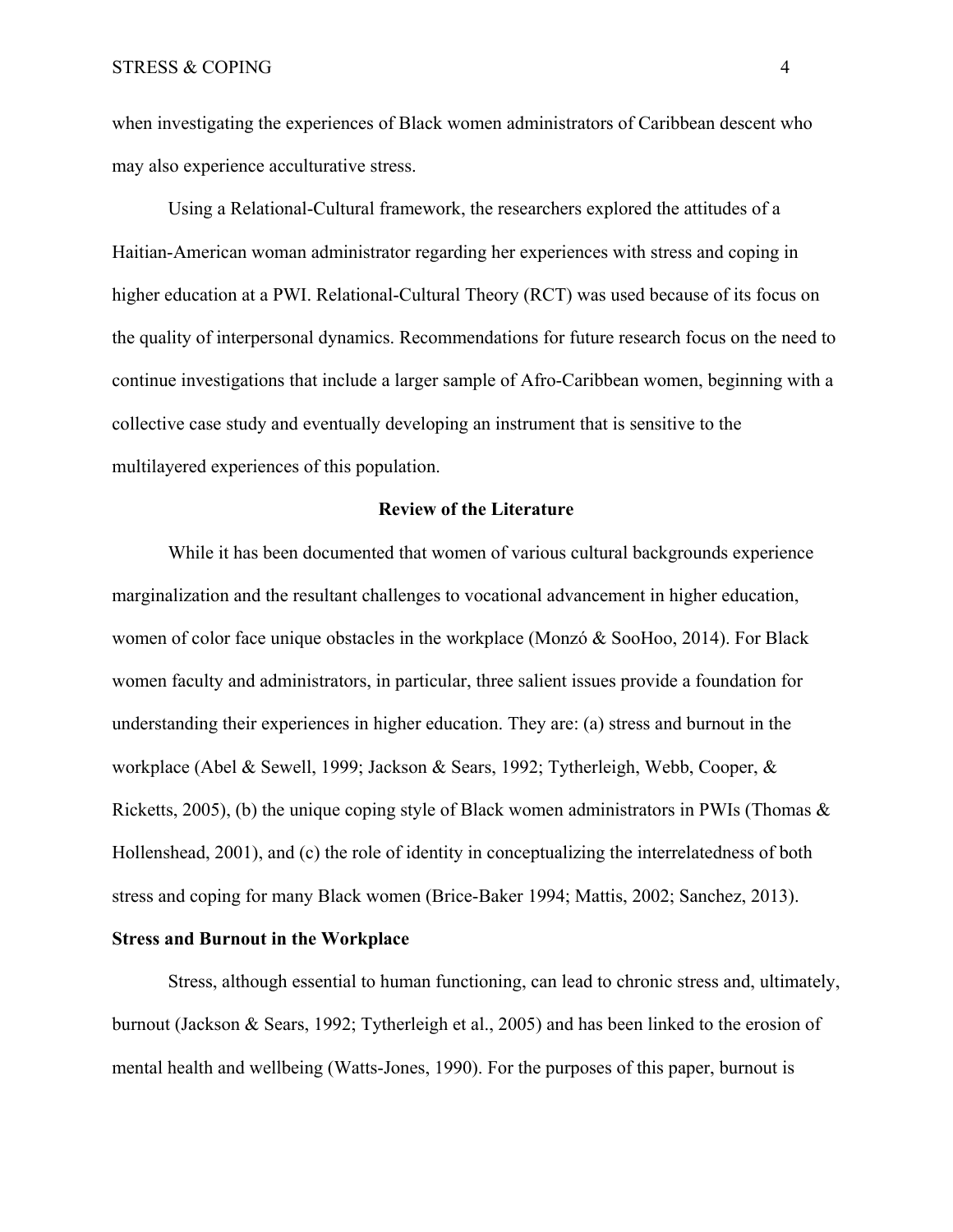when investigating the experiences of Black women administrators of Caribbean descent who may also experience acculturative stress.

Using a Relational-Cultural framework, the researchers explored the attitudes of a Haitian-American woman administrator regarding her experiences with stress and coping in higher education at a PWI. Relational-Cultural Theory (RCT) was used because of its focus on the quality of interpersonal dynamics. Recommendations for future research focus on the need to continue investigations that include a larger sample of Afro-Caribbean women, beginning with a collective case study and eventually developing an instrument that is sensitive to the multilayered experiences of this population.

## Review of the Literature

While it has been documented that women of various cultural backgrounds experience marginalization and the resultant challenges to vocational advancement in higher education, women of color face unique obstacles in the workplace (Monzó & SooHoo, 2014). For Black women faculty and administrators, in particular, three salient issues provide a foundation for understanding their experiences in higher education. They are: (a) stress and burnout in the workplace (Abel & Sewell, 1999; Jackson & Sears, 1992; Tytherleigh, Webb, Cooper, & Ricketts, 2005), (b) the unique coping style of Black women administrators in PWIs (Thomas & Hollenshead, 2001), and (c) the role of identity in conceptualizing the interrelatedness of both stress and coping for many Black women (Brice-Baker 1994; Mattis, 2002; Sanchez, 2013).

### Stress and Burnout in the Workplace

Stress, although essential to human functioning, can lead to chronic stress and, ultimately, burnout (Jackson & Sears, 1992; Tytherleigh et al., 2005) and has been linked to the erosion of mental health and wellbeing (Watts-Jones, 1990). For the purposes of this paper, burnout is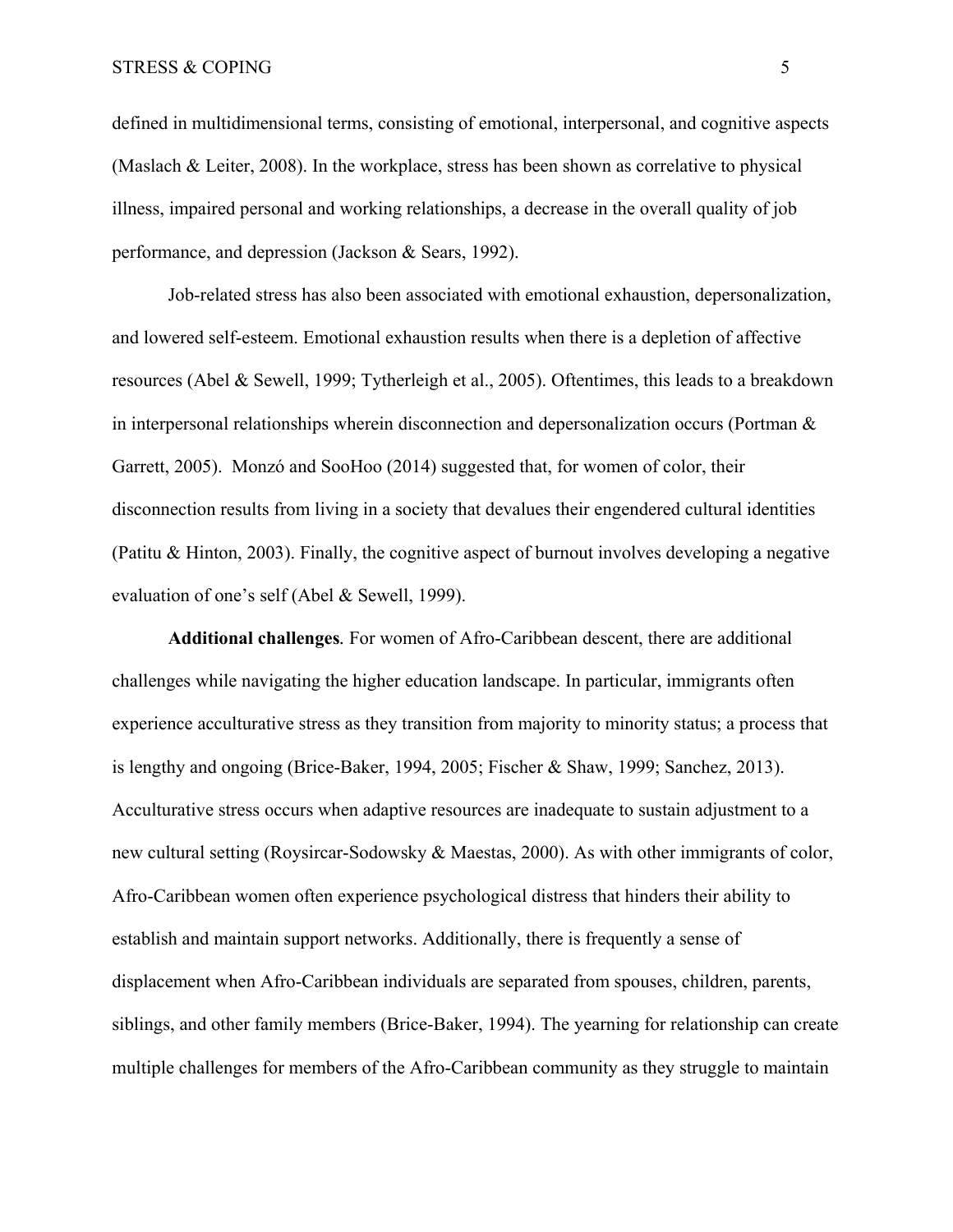defined in multidimensional terms, consisting of emotional, interpersonal, and cognitive aspects (Maslach & Leiter, 2008). In the workplace, stress has been shown as correlative to physical illness, impaired personal and working relationships, a decrease in the overall quality of job performance, and depression (Jackson & Sears, 1992).

Job-related stress has also been associated with emotional exhaustion, depersonalization, and lowered self-esteem. Emotional exhaustion results when there is a depletion of affective resources (Abel & Sewell, 1999; Tytherleigh et al., 2005). Oftentimes, this leads to a breakdown in interpersonal relationships wherein disconnection and depersonalization occurs (Portman & Garrett, 2005). Monzó and SooHoo (2014) suggested that, for women of color, their disconnection results from living in a society that devalues their engendered cultural identities (Patitu & Hinton, 2003). Finally, the cognitive aspect of burnout involves developing a negative evaluation of one's self (Abel & Sewell, 1999).

**Additional challenges**. For women of Afro-Caribbean descent, there are additional challenges while navigating the higher education landscape. In particular, immigrants often experience acculturative stress as they transition from majority to minority status; a process that is lengthy and ongoing (Brice-Baker, 1994, 2005; Fischer & Shaw, 1999; Sanchez, 2013). Acculturative stress occurs when adaptive resources are inadequate to sustain adjustment to a new cultural setting (Roysircar-Sodowsky & Maestas, 2000). As with other immigrants of color, Afro-Caribbean women often experience psychological distress that hinders their ability to establish and maintain support networks. Additionally, there is frequently a sense of displacement when Afro-Caribbean individuals are separated from spouses, children, parents, siblings, and other family members (Brice-Baker, 1994). The yearning for relationship can create multiple challenges for members of the Afro-Caribbean community as they struggle to maintain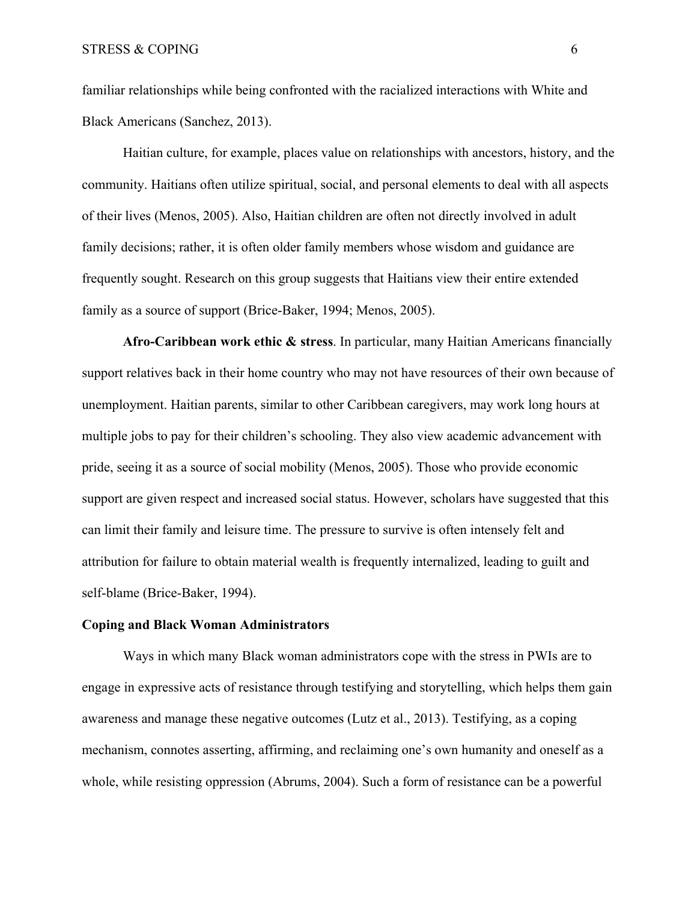familiar relationships while being confronted with the racialized interactions with White and Black Americans (Sanchez, 2013).

Haitian culture, for example, places value on relationships with ancestors, history, and the community. Haitians often utilize spiritual, social, and personal elements to deal with all aspects of their lives (Menos, 2005). Also, Haitian children are often not directly involved in adult family decisions; rather, it is often older family members whose wisdom and guidance are frequently sought. Research on this group suggests that Haitians view their entire extended family as a source of support (Brice-Baker, 1994; Menos, 2005).

**Afro-Caribbean work ethic & stress**. In particular, many Haitian Americans financially support relatives back in their home country who may not have resources of their own because of unemployment. Haitian parents, similar to other Caribbean caregivers, may work long hours at multiple jobs to pay for their children's schooling. They also view academic advancement with pride, seeing it as a source of social mobility (Menos, 2005). Those who provide economic support are given respect and increased social status. However, scholars have suggested that this can limit their family and leisure time. The pressure to survive is often intensely felt and attribution for failure to obtain material wealth is frequently internalized, leading to guilt and self-blame (Brice-Baker, 1994).

## Coping and Black Woman Administrators

Ways in which many Black woman administrators cope with the stress in PWIs are to engage in expressive acts of resistance through testifying and storytelling, which helps them gain awareness and manage these negative outcomes (Lutz et al., 2013). Testifying, as a coping mechanism, connotes asserting, affirming, and reclaiming one's own humanity and oneself as a whole, while resisting oppression (Abrums, 2004). Such a form of resistance can be a powerful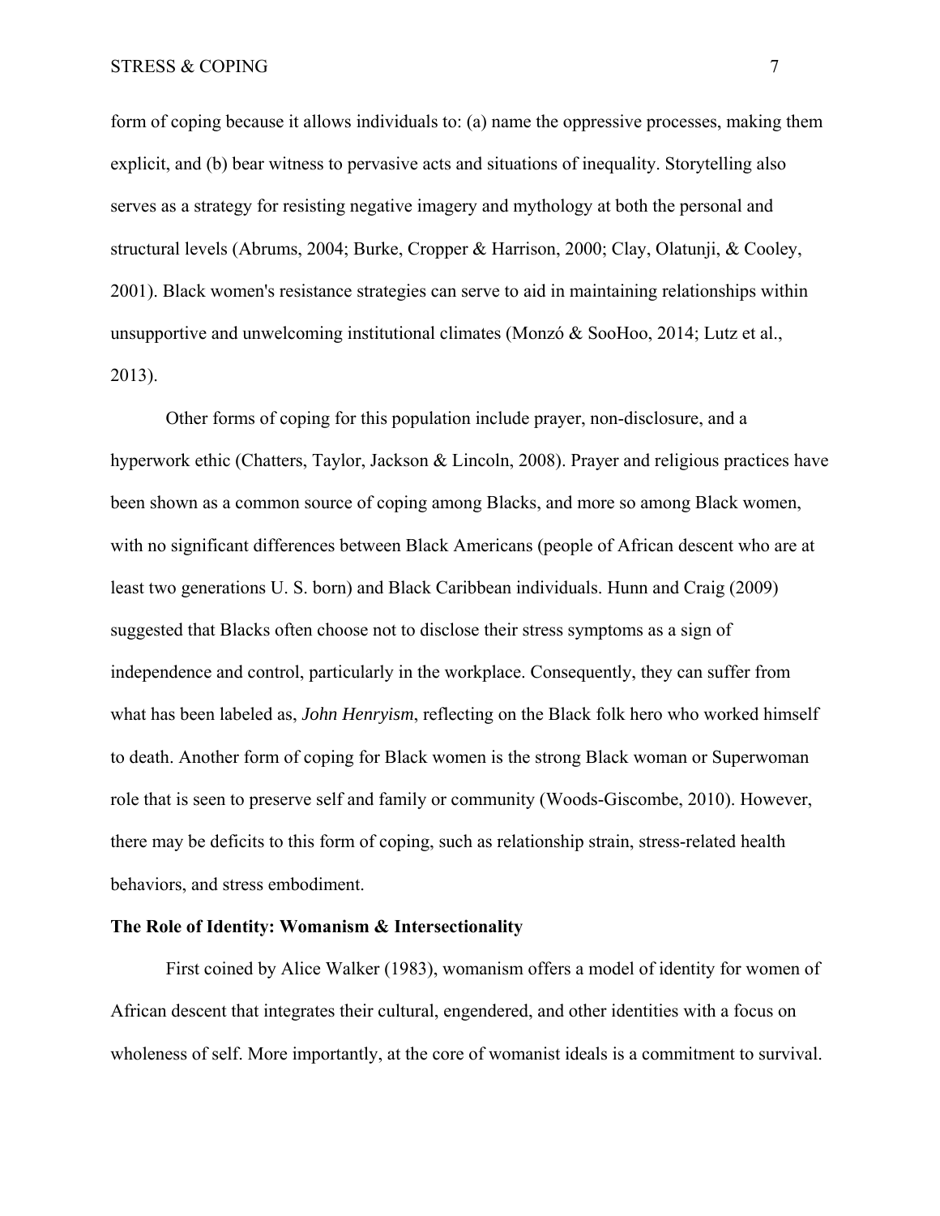form of coping because it allows individuals to: (a) name the oppressive processes, making them explicit, and (b) bear witness to pervasive acts and situations of inequality. Storytelling also serves as a strategy for resisting negative imagery and mythology at both the personal and structural levels (Abrums, 2004; Burke, Cropper & Harrison, 2000; Clay, Olatunji, & Cooley, 2001). Black women's resistance strategies can serve to aid in maintaining relationships within unsupportive and unwelcoming institutional climates (Monzó & SooHoo, 2014; Lutz et al., 2013).

Other forms of coping for this population include prayer, non-disclosure, and a hyperwork ethic (Chatters, Taylor, Jackson & Lincoln, 2008). Prayer and religious practices have been shown as a common source of coping among Blacks, and more so among Black women, with no significant differences between Black Americans (people of African descent who are at least two generations U. S. born) and Black Caribbean individuals. Hunn and Craig (2009) suggested that Blacks often choose not to disclose their stress symptoms as a sign of independence and control, particularly in the workplace. Consequently, they can suffer from what has been labeled as, *John Henryism*, reflecting on the Black folk hero who worked himself to death. Another form of coping for Black women is the strong Black woman or Superwoman role that is seen to preserve self and family or community (Woods-Giscombe, 2010). However, there may be deficits to this form of coping, such as relationship strain, stress-related health behaviors, and stress embodiment.

**The Role of Identity: Womanism & Intersectionality**

First coined by Alice Walker (1983), womanism offers a model of identity for women of African descent that integrates their cultural, engendered, and other identities with a focus on wholeness of self. More importantly, at the core of womanist ideals is a commitment to survival.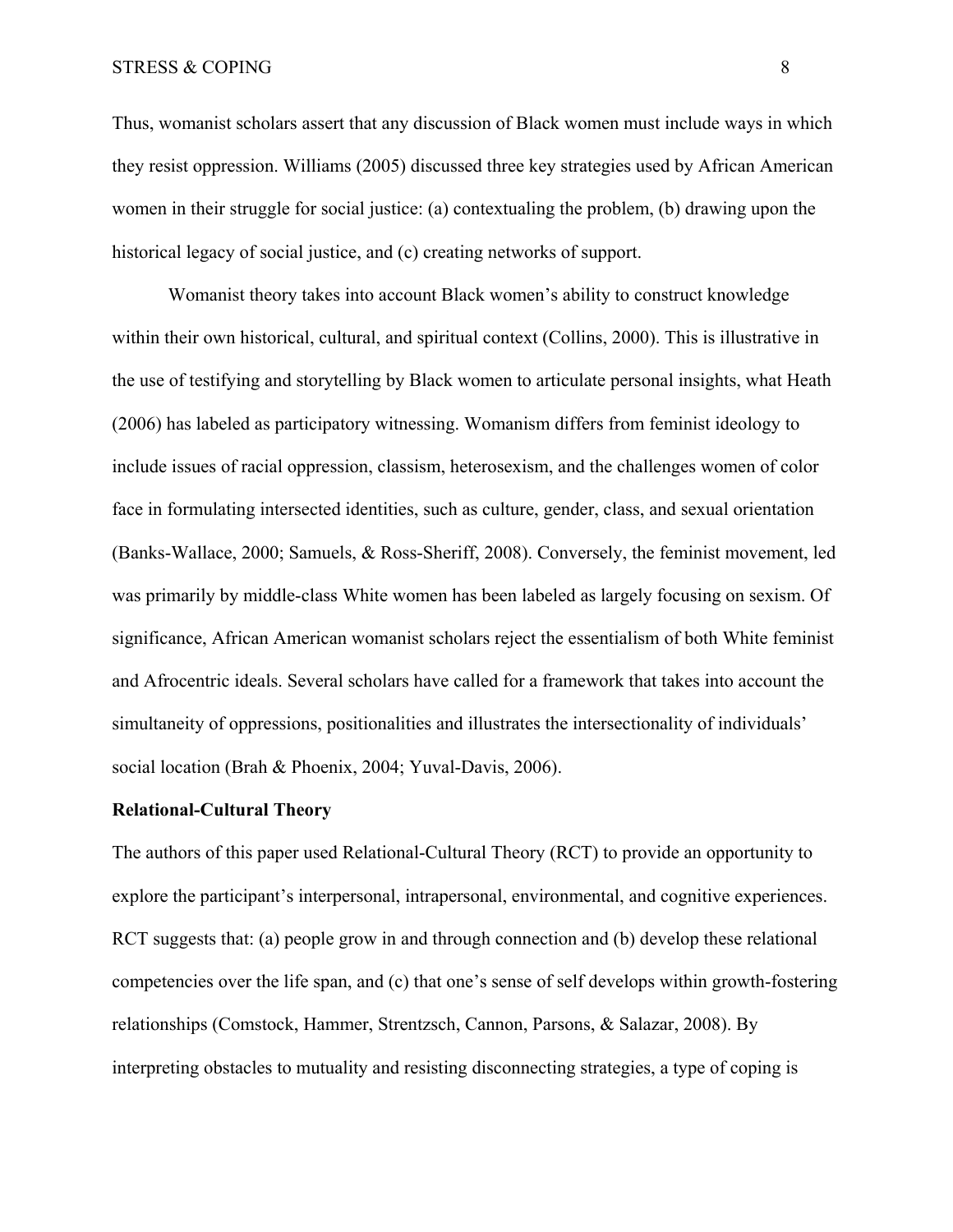Thus, womanist scholars assert that any discussion of Black women must include ways in which they resist oppression. Williams (2005) discussed three key strategies used by African American women in their struggle for social justice: (a) contextualing the problem, (b) drawing upon the historical legacy of social justice, and (c) creating networks of support.

Womanist theory takes into account Black women's ability to construct knowledge within their own historical, cultural, and spiritual context (Collins, 2000). This is illustrative in the use of testifying and storytelling by Black women to articulate personal insights, what Heath (2006) has labeled as participatory witnessing. Womanism differs from feminist ideology to include issues of racial oppression, classism, heterosexism, and the challenges women of color face in formulating intersected identities, such as culture, gender, class, and sexual orientation (Banks-Wallace, 2000; Samuels, & Ross-Sheriff, 2008). Conversely, the feminist movement, led was primarily by middle-class White women has been labeled as largely focusing on sexism. Of significance, African American womanist scholars reject the essentialism of both White feminist and Afrocentric ideals. Several scholars have called for a framework that takes into account the simultaneity of oppressions, positionalities and illustrates the intersectionality of individuals' social location (Brah & Phoenix, 2004; Yuval-Davis, 2006).

**Relational-Cultural Theory**

The authors of this paper used Relational-Cultural Theory (RCT) to provide an opportunity to explore the participant's interpersonal, intrapersonal, environmental, and cognitive experiences. RCT suggests that: (a) people grow in and through connection and (b) develop these relational competencies over the life span, and (c) that one's sense of self develops within growth-fostering relationships (Comstock, Hammer, Strentzsch, Cannon, Parsons, & Salazar, 2008). By interpreting obstacles to mutuality and resisting disconnecting strategies, a type of coping is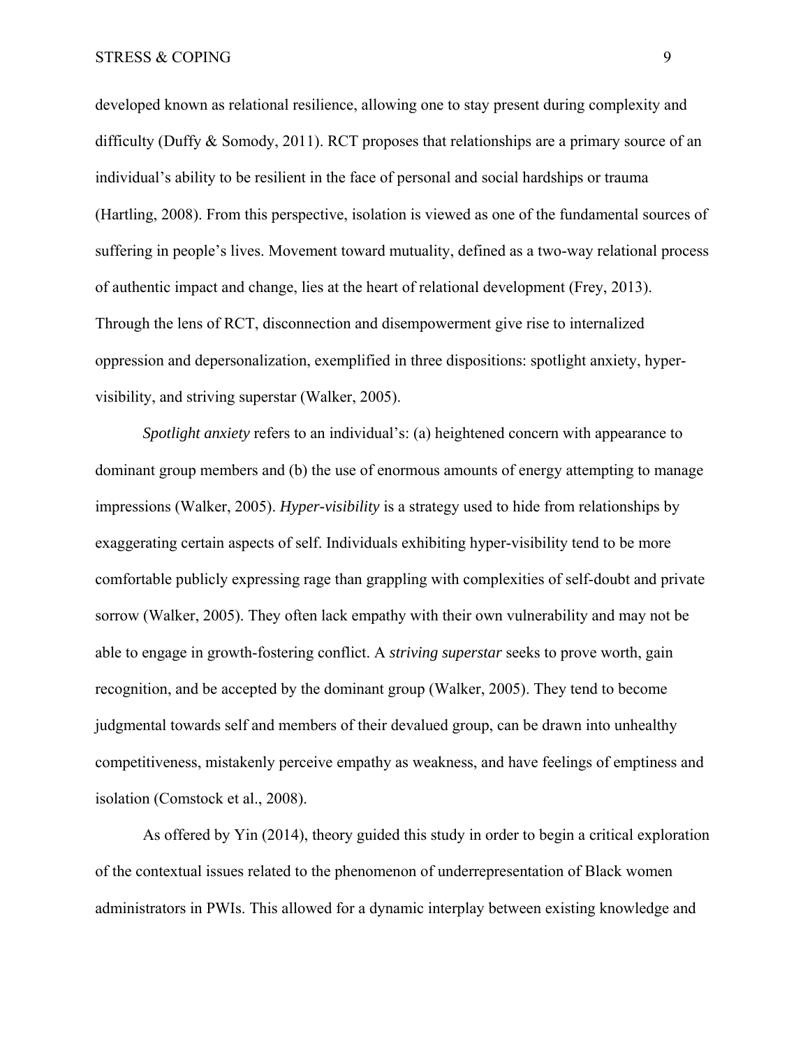developed known as relational resilience, allowing one to stay present during complexity and difficulty (Duffy & Somody, 2011). RCT proposes that relationships are a primary source of an individual's ability to be resilient in the face of personal and social hardships or trauma (Hartling, 2008). From this perspective, isolation is viewed as one of the fundamental sources of suffering in people's lives. Movement toward mutuality, defined as a two-way relational process of authentic impact and change, lies at the heart of relational development (Frey, 2013). Through the lens of RCT, disconnection and disempowerment give rise to internalized oppression and depersonalization, exemplified in three dispositions: spotlight anxiety, hyper-visibility, and striving superstar (Walker, 2005).

*Spotlight anxiety* refers to an individual's: (a) heightened concern with appearance to dominant group members and (b) the use of enormous amounts of energy attempting to manage impressions (Walker, 2005). *Hyper-visibility* is a strategy used to hide from relationships by exaggerating certain aspects of self. Individuals exhibiting hyper-visibility tend to be more comfortable publicly expressing rage than grappling with complexities of self-doubt and private sorrow (Walker, 2005). They often lack empathy with their own vulnerability and may not be able to engage in growth-fostering conflict. A *striving superstar* seeks to prove worth, gain recognition, and be accepted by the dominant group (Walker, 2005). They tend to become judgmental towards self and members of their devalued group, can be drawn into unhealthy competitiveness, mistakenly perceive empathy as weakness, and have feelings of emptiness and isolation (Comstock et al., 2008).

As offered by Yin (2014), theory guided this study in order to begin a critical exploration of the contextual issues related to the phenomenon of underrepresentation of Black women administrators in PWIs. This allowed for a dynamic interplay between existing knowledge and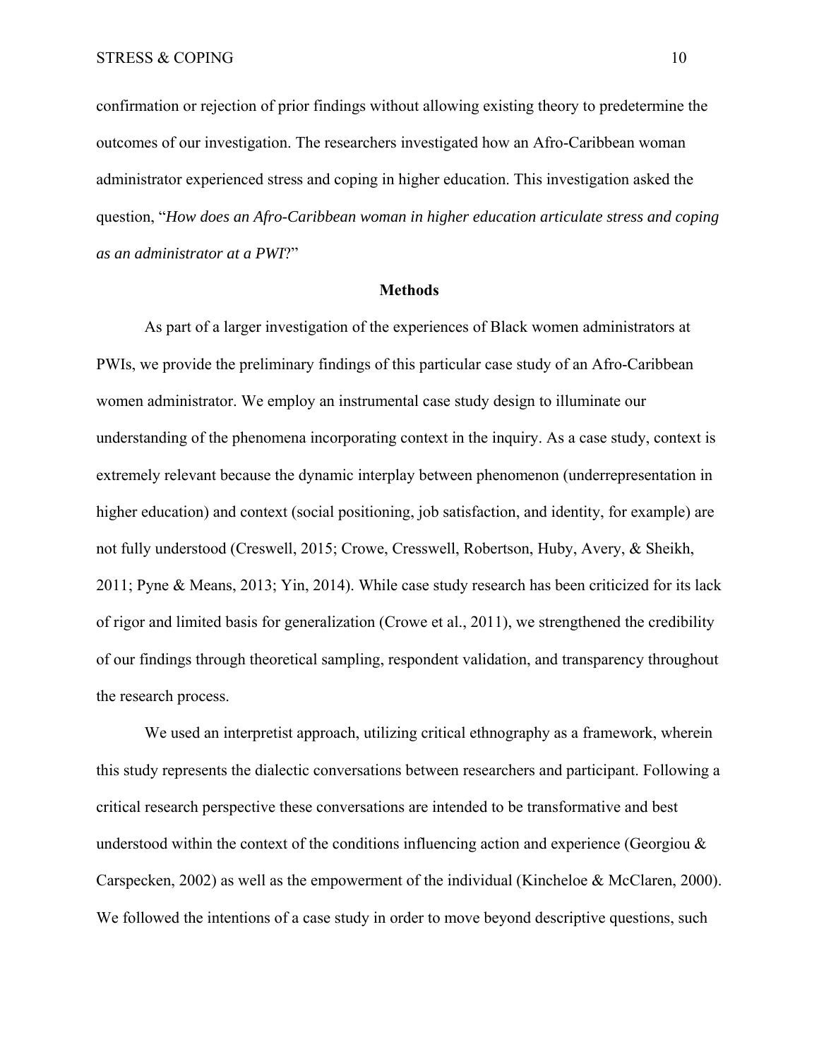confirmation or rejection of prior findings without allowing existing theory to predetermine the outcomes of our investigation. The researchers investigated how an Afro-Caribbean woman administrator experienced stress and coping in higher education. This investigation asked the question, "*How does an Afro-Caribbean woman in higher education articulate stress and coping as an administrator at a PWI*?"

## Methods

As part of a larger investigation of the experiences of Black women administrators at PWIs, we provide the preliminary findings of this particular case study of an Afro-Caribbean women administrator. We employ an instrumental case study design to illuminate our understanding of the phenomena incorporating context in the inquiry. As a case study, context is extremely relevant because the dynamic interplay between phenomenon (underrepresentation in higher education) and context (social positioning, job satisfaction, and identity, for example) are not fully understood (Creswell, 2015; Crowe, Cresswell, Robertson, Huby, Avery, & Sheikh, 2011; Pyne & Means, 2013; Yin, 2014). While case study research has been criticized for its lack of rigor and limited basis for generalization (Crowe et al., 2011), we strengthened the credibility of our findings through theoretical sampling, respondent validation, and transparency throughout the research process.

We used an interpretist approach, utilizing critical ethnography as a framework, wherein this study represents the dialectic conversations between researchers and participant. Following a critical research perspective these conversations are intended to be transformative and best understood within the context of the conditions influencing action and experience (Georgiou & Carspecken, 2002) as well as the empowerment of the individual (Kincheloe & McClaren, 2000). We followed the intentions of a case study in order to move beyond descriptive questions, such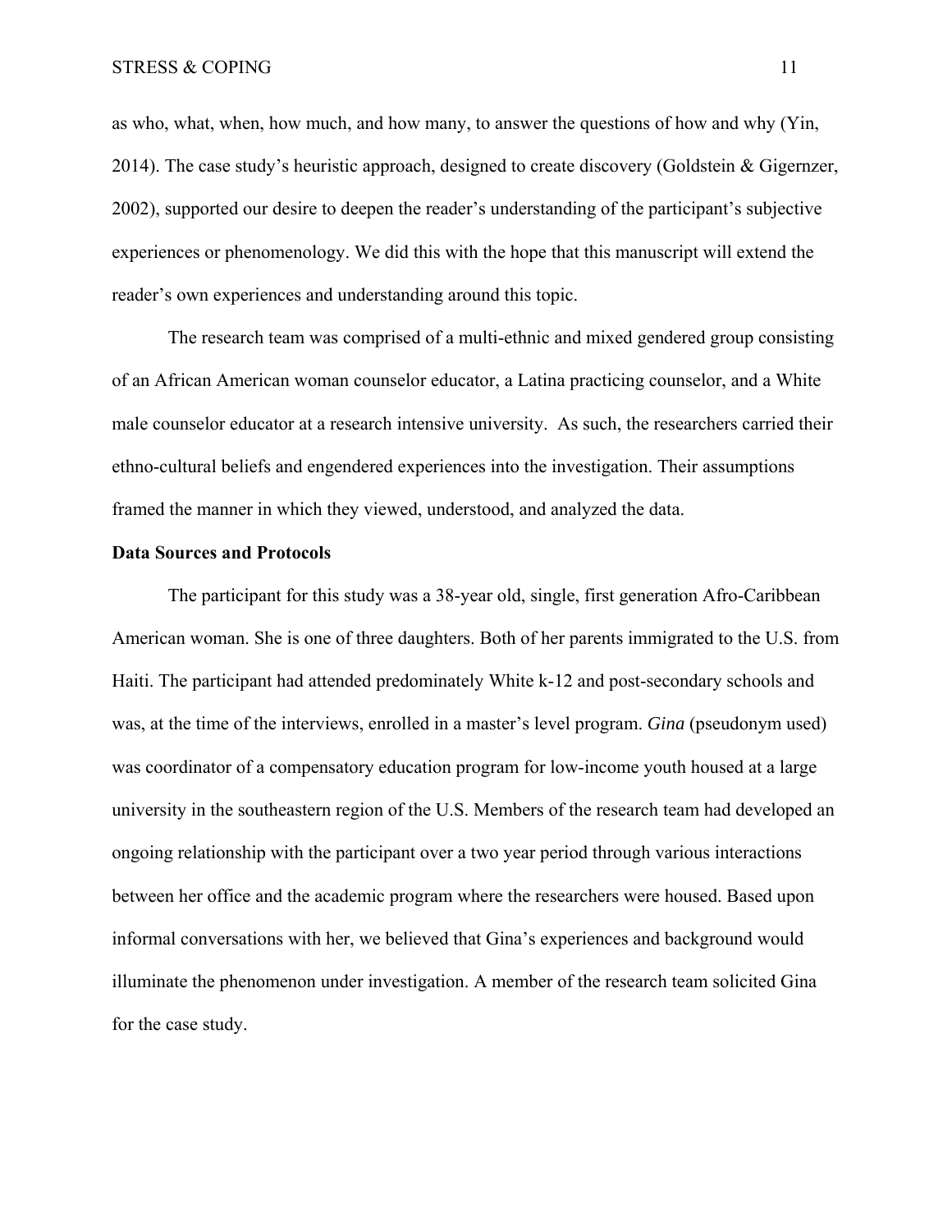as who, what, when, how much, and how many, to answer the questions of how and why (Yin, 2014). The case study's heuristic approach, designed to create discovery (Goldstein & Gigernzer, 2002), supported our desire to deepen the reader's understanding of the participant's subjective experiences or phenomenology. We did this with the hope that this manuscript will extend the reader's own experiences and understanding around this topic.

The research team was comprised of a multi-ethnic and mixed gendered group consisting of an African American woman counselor educator, a Latina practicing counselor, and a White male counselor educator at a research intensive university. As such, the researchers carried their ethno-cultural beliefs and engendered experiences into the investigation. Their assumptions framed the manner in which they viewed, understood, and analyzed the data.

**Data Sources and Protocols**

The participant for this study was a 38-year old, single, first generation Afro-Caribbean American woman. She is one of three daughters. Both of her parents immigrated to the U.S. from Haiti. The participant had attended predominately White k-12 and post-secondary schools and was, at the time of the interviews, enrolled in a master's level program. *Gina* (pseudonym used) was coordinator of a compensatory education program for low-income youth housed at a large university in the southeastern region of the U.S. Members of the research team had developed an ongoing relationship with the participant over a two year period through various interactions between her office and the academic program where the researchers were housed. Based upon informal conversations with her, we believed that Gina's experiences and background would illuminate the phenomenon under investigation. A member of the research team solicited Gina for the case study.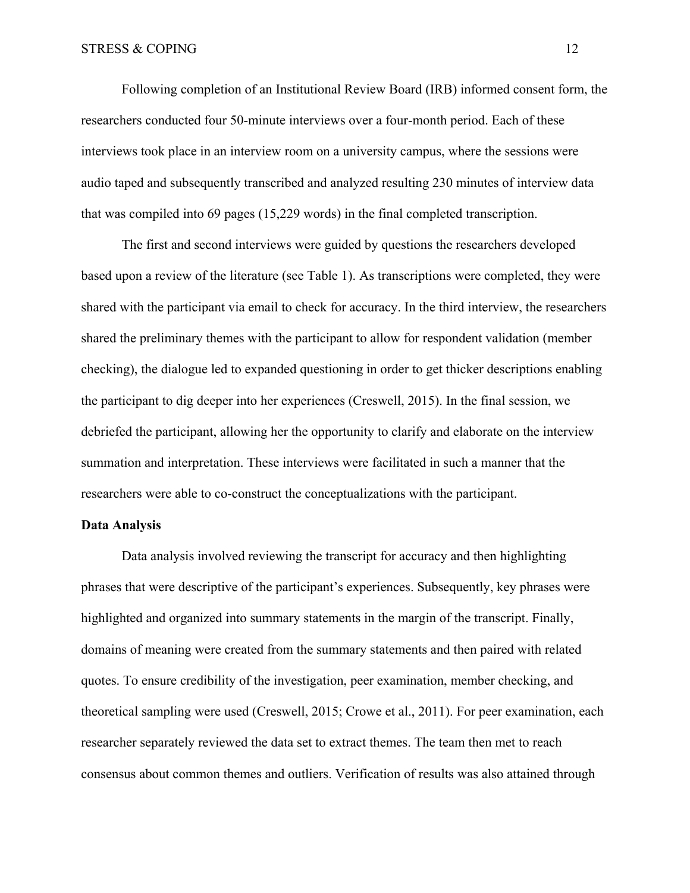Following completion of an Institutional Review Board (IRB) informed consent form, the researchers conducted four 50-minute interviews over a four-month period. Each of these interviews took place in an interview room on a university campus, where the sessions were audio taped and subsequently transcribed and analyzed resulting 230 minutes of interview data that was compiled into 69 pages (15,229 words) in the final completed transcription.

The first and second interviews were guided by questions the researchers developed based upon a review of the literature (see Table 1). As transcriptions were completed, they were shared with the participant via email to check for accuracy. In the third interview, the researchers shared the preliminary themes with the participant to allow for respondent validation (member checking), the dialogue led to expanded questioning in order to get thicker descriptions enabling the participant to dig deeper into her experiences (Creswell, 2015). In the final session, we debriefed the participant, allowing her the opportunity to clarify and elaborate on the interview summation and interpretation. These interviews were facilitated in such a manner that the researchers were able to co-construct the conceptualizations with the participant.

**Data Analysis**

Data analysis involved reviewing the transcript for accuracy and then highlighting phrases that were descriptive of the participant's experiences. Subsequently, key phrases were highlighted and organized into summary statements in the margin of the transcript. Finally, domains of meaning were created from the summary statements and then paired with related quotes. To ensure credibility of the investigation, peer examination, member checking, and theoretical sampling were used (Creswell, 2015; Crowe et al., 2011). For peer examination, each researcher separately reviewed the data set to extract themes. The team then met to reach consensus about common themes and outliers. Verification of results was also attained through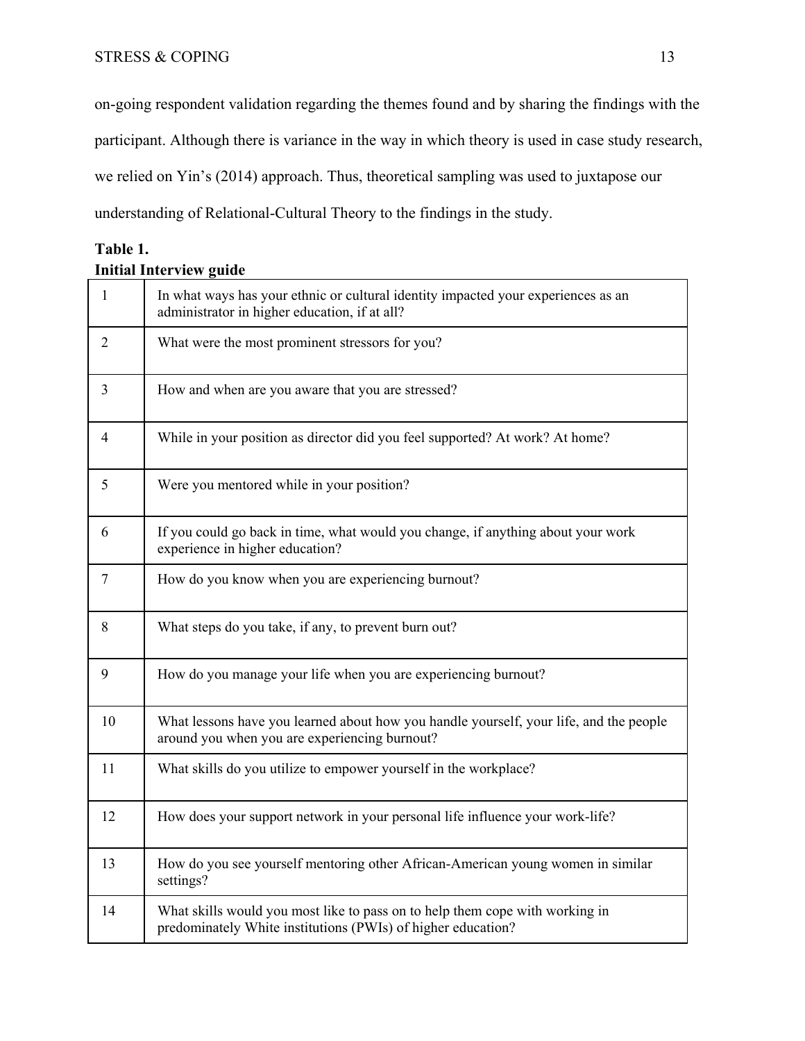on-going respondent validation regarding the themes found and by sharing the findings with the participant. Although there is variance in the way in which theory is used in case study research, we relied on Yin's (2014) approach. Thus, theoretical sampling was used to juxtapose our understanding of Relational-Cultural Theory to the findings in the study.

**Table 1.**
**Initial Interview guide**

| | |
|---|---|
| 1 | In what ways has your ethnic or cultural identity impacted your experiences as an administrator in higher education, if at all? |
| 2 | What were the most prominent stressors for you? |
| 3 | How and when are you aware that you are stressed? |
| 4 | While in your position as director did you feel supported? At work? At home? |
| 5 | Were you mentored while in your position? |
| 6 | If you could go back in time, what would you change, if anything about your work experience in higher education? |
| 7 | How do you know when you are experiencing burnout? |
| 8 | What steps do you take, if any, to prevent burn out? |
| 9 | How do you manage your life when you are experiencing burnout? |
| 10 | What lessons have you learned about how you handle yourself, your life, and the people around you when you are experiencing burnout? |
| 11 | What skills do you utilize to empower yourself in the workplace? |
| 12 | How does your support network in your personal life influence your work-life? |
| 13 | How do you see yourself mentoring other African-American young women in similar settings? |
| 14 | What skills would you most like to pass on to help them cope with working in predominately White institutions (PWIs) of higher education? |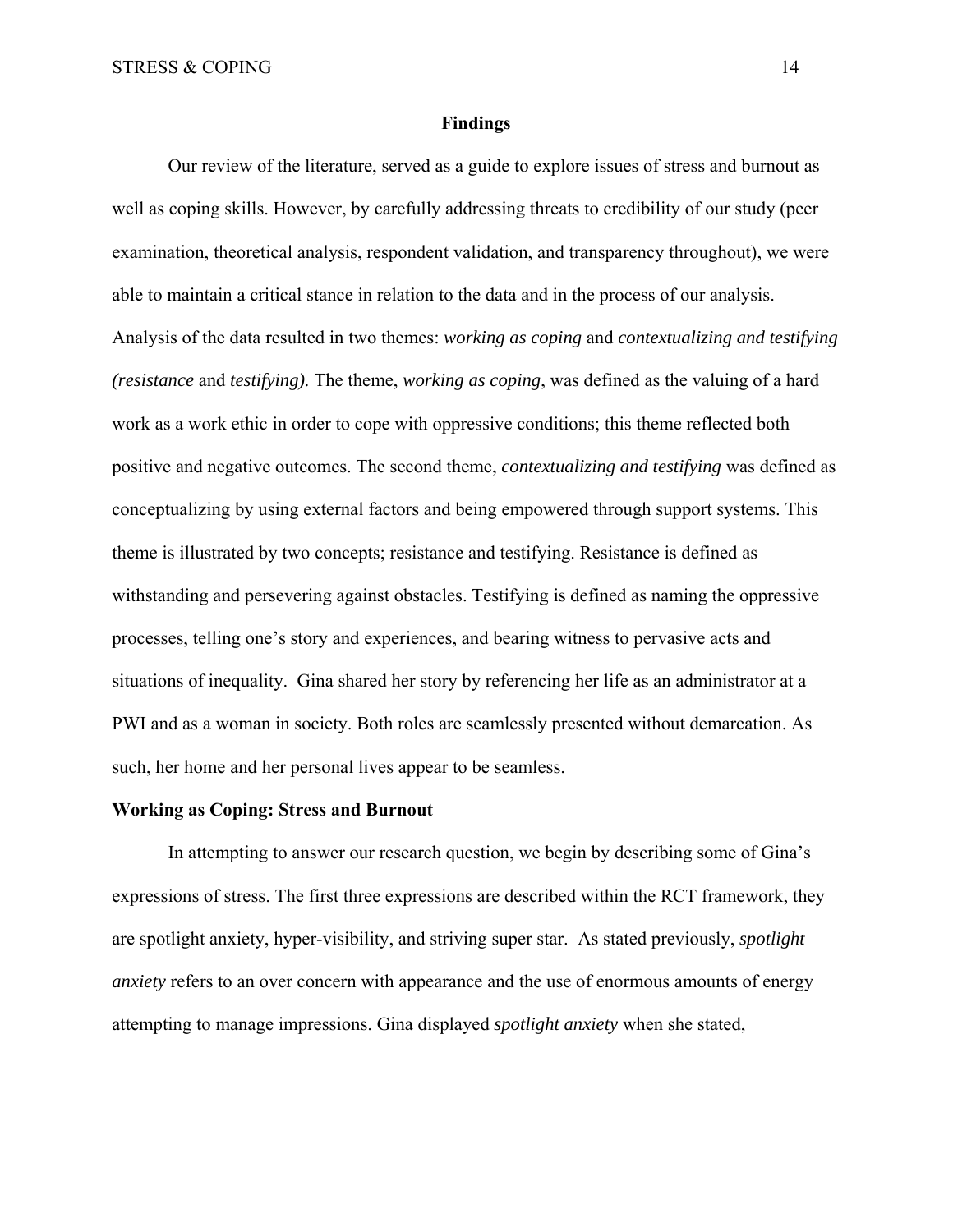## Findings

Our review of the literature, served as a guide to explore issues of stress and burnout as well as coping skills. However, by carefully addressing threats to credibility of our study (peer examination, theoretical analysis, respondent validation, and transparency throughout), we were able to maintain a critical stance in relation to the data and in the process of our analysis. Analysis of the data resulted in two themes: *working as coping* and *contextualizing and testifying (resistance* and *testifying).* The theme, *working as coping*, was defined as the valuing of a hard work as a work ethic in order to cope with oppressive conditions; this theme reflected both positive and negative outcomes. The second theme, *contextualizing and testifying* was defined as conceptualizing by using external factors and being empowered through support systems. This theme is illustrated by two concepts; resistance and testifying. Resistance is defined as withstanding and persevering against obstacles. Testifying is defined as naming the oppressive processes, telling one's story and experiences, and bearing witness to pervasive acts and situations of inequality. Gina shared her story by referencing her life as an administrator at a PWI and as a woman in society. Both roles are seamlessly presented without demarcation. As such, her home and her personal lives appear to be seamless.

### Working as Coping: Stress and Burnout

In attempting to answer our research question, we begin by describing some of Gina's expressions of stress. The first three expressions are described within the RCT framework, they are spotlight anxiety, hyper-visibility, and striving super star. As stated previously, *spotlight anxiety* refers to an over concern with appearance and the use of enormous amounts of energy attempting to manage impressions. Gina displayed *spotlight anxiety* when she stated,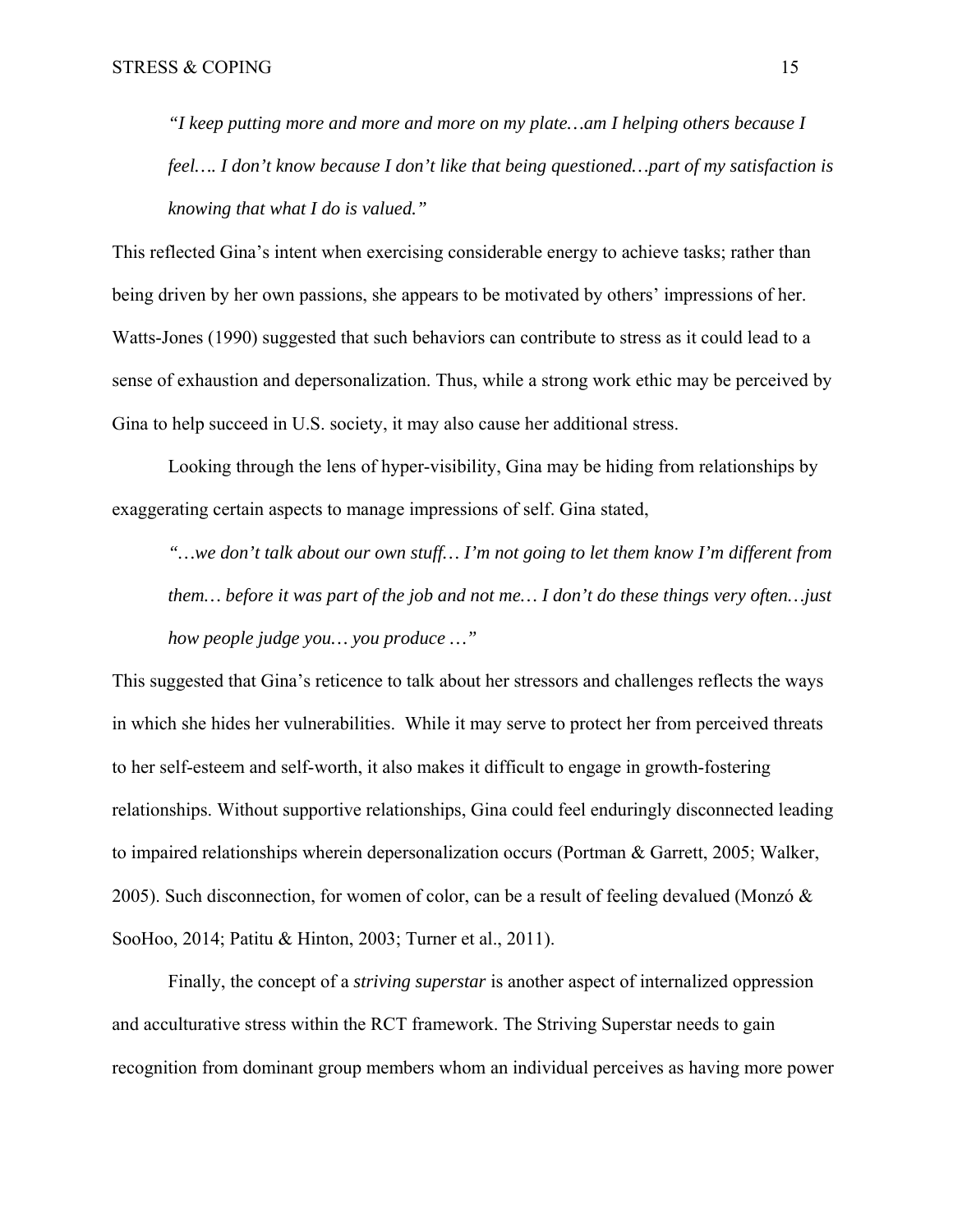> *"I keep putting more and more and more on my plate…am I helping others because I feel…. I don't know because I don't like that being questioned…part of my satisfaction is knowing that what I do is valued."*

This reflected Gina's intent when exercising considerable energy to achieve tasks; rather than being driven by her own passions, she appears to be motivated by others' impressions of her. Watts-Jones (1990) suggested that such behaviors can contribute to stress as it could lead to a sense of exhaustion and depersonalization. Thus, while a strong work ethic may be perceived by Gina to help succeed in U.S. society, it may also cause her additional stress.

Looking through the lens of hyper-visibility, Gina may be hiding from relationships by exaggerating certain aspects to manage impressions of self. Gina stated,

> *"…we don't talk about our own stuff… I'm not going to let them know I'm different from them… before it was part of the job and not me… I don't do these things very often…just how people judge you… you produce …"*

This suggested that Gina's reticence to talk about her stressors and challenges reflects the ways in which she hides her vulnerabilities. While it may serve to protect her from perceived threats to her self-esteem and self-worth, it also makes it difficult to engage in growth-fostering relationships. Without supportive relationships, Gina could feel enduringly disconnected leading to impaired relationships wherein depersonalization occurs (Portman & Garrett, 2005; Walker, 2005). Such disconnection, for women of color, can be a result of feeling devalued (Monzó & SooHoo, 2014; Patitu & Hinton, 2003; Turner et al., 2011).

Finally, the concept of a *striving superstar* is another aspect of internalized oppression and acculturative stress within the RCT framework. The Striving Superstar needs to gain recognition from dominant group members whom an individual perceives as having more power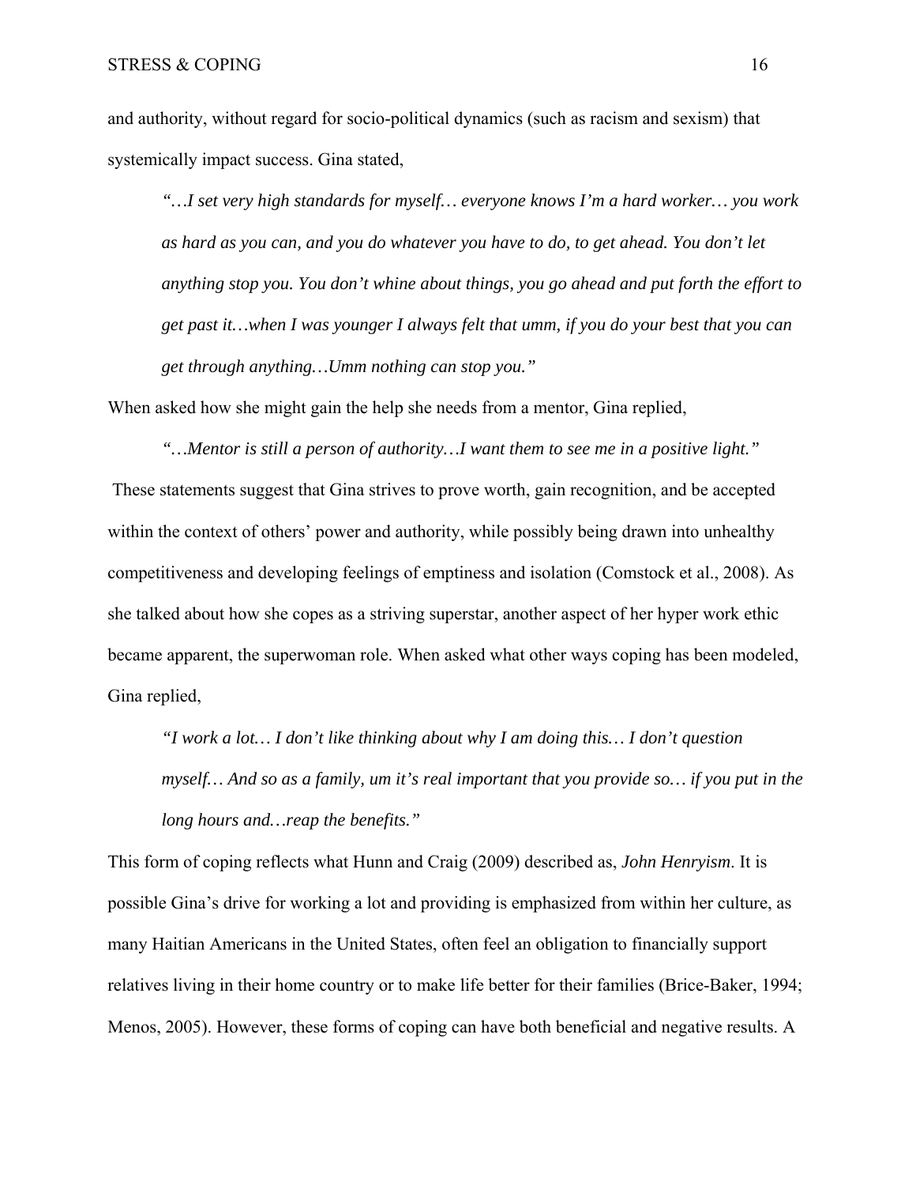and authority, without regard for socio-political dynamics (such as racism and sexism) that systemically impact success. Gina stated,

> *"…I set very high standards for myself… everyone knows I'm a hard worker… you work as hard as you can, and you do whatever you have to do, to get ahead. You don't let anything stop you. You don't whine about things, you go ahead and put forth the effort to get past it…when I was younger I always felt that umm, if you do your best that you can get through anything…Umm nothing can stop you."*

When asked how she might gain the help she needs from a mentor, Gina replied,

> *"…Mentor is still a person of authority…I want them to see me in a positive light."*

These statements suggest that Gina strives to prove worth, gain recognition, and be accepted within the context of others' power and authority, while possibly being drawn into unhealthy competitiveness and developing feelings of emptiness and isolation (Comstock et al., 2008). As she talked about how she copes as a striving superstar, another aspect of her hyper work ethic became apparent, the superwoman role. When asked what other ways coping has been modeled, Gina replied,

> *"I work a lot… I don't like thinking about why I am doing this… I don't question myself… And so as a family, um it's real important that you provide so… if you put in the long hours and…reap the benefits."*

This form of coping reflects what Hunn and Craig (2009) described as, *John Henryism*. It is possible Gina's drive for working a lot and providing is emphasized from within her culture, as many Haitian Americans in the United States, often feel an obligation to financially support relatives living in their home country or to make life better for their families (Brice-Baker, 1994; Menos, 2005). However, these forms of coping can have both beneficial and negative results. A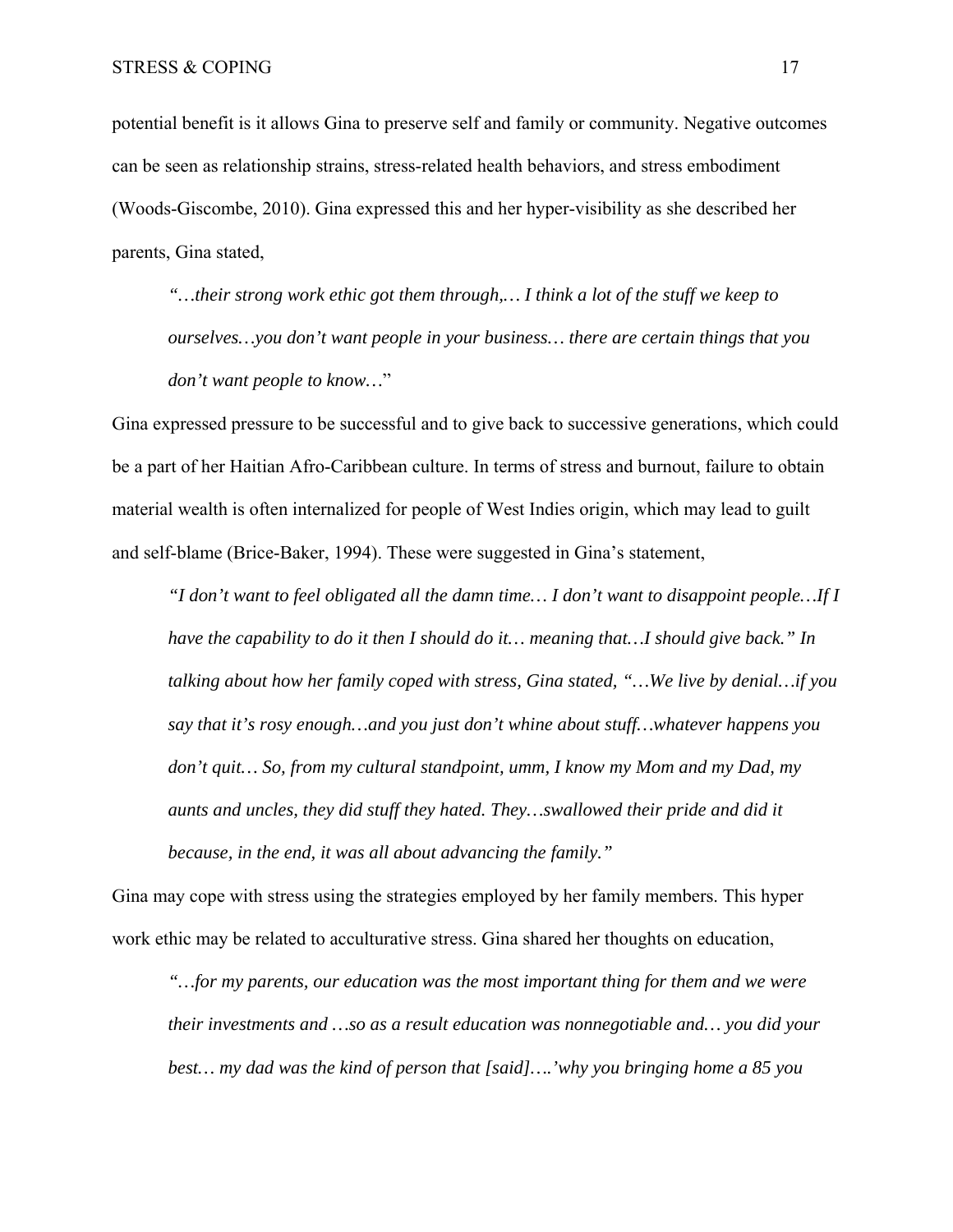potential benefit is it allows Gina to preserve self and family or community. Negative outcomes can be seen as relationship strains, stress-related health behaviors, and stress embodiment (Woods-Giscombe, 2010). Gina expressed this and her hyper-visibility as she described her parents, Gina stated,

> *"…their strong work ethic got them through,… I think a lot of the stuff we keep to ourselves…you don't want people in your business… there are certain things that you don't want people to know…*"

Gina expressed pressure to be successful and to give back to successive generations, which could be a part of her Haitian Afro-Caribbean culture. In terms of stress and burnout, failure to obtain material wealth is often internalized for people of West Indies origin, which may lead to guilt and self-blame (Brice-Baker, 1994). These were suggested in Gina's statement,

> *"I don't want to feel obligated all the damn time… I don't want to disappoint people…If I have the capability to do it then I should do it… meaning that…I should give back." In talking about how her family coped with stress, Gina stated, "…We live by denial…if you say that it's rosy enough…and you just don't whine about stuff…whatever happens you don't quit… So, from my cultural standpoint, umm, I know my Mom and my Dad, my aunts and uncles, they did stuff they hated. They…swallowed their pride and did it because, in the end, it was all about advancing the family."*

Gina may cope with stress using the strategies employed by her family members. This hyper work ethic may be related to acculturative stress. Gina shared her thoughts on education,

> *"…for my parents, our education was the most important thing for them and we were their investments and …so as a result education was nonnegotiable and… you did your best… my dad was the kind of person that [said]….'why you bringing home a 85 you*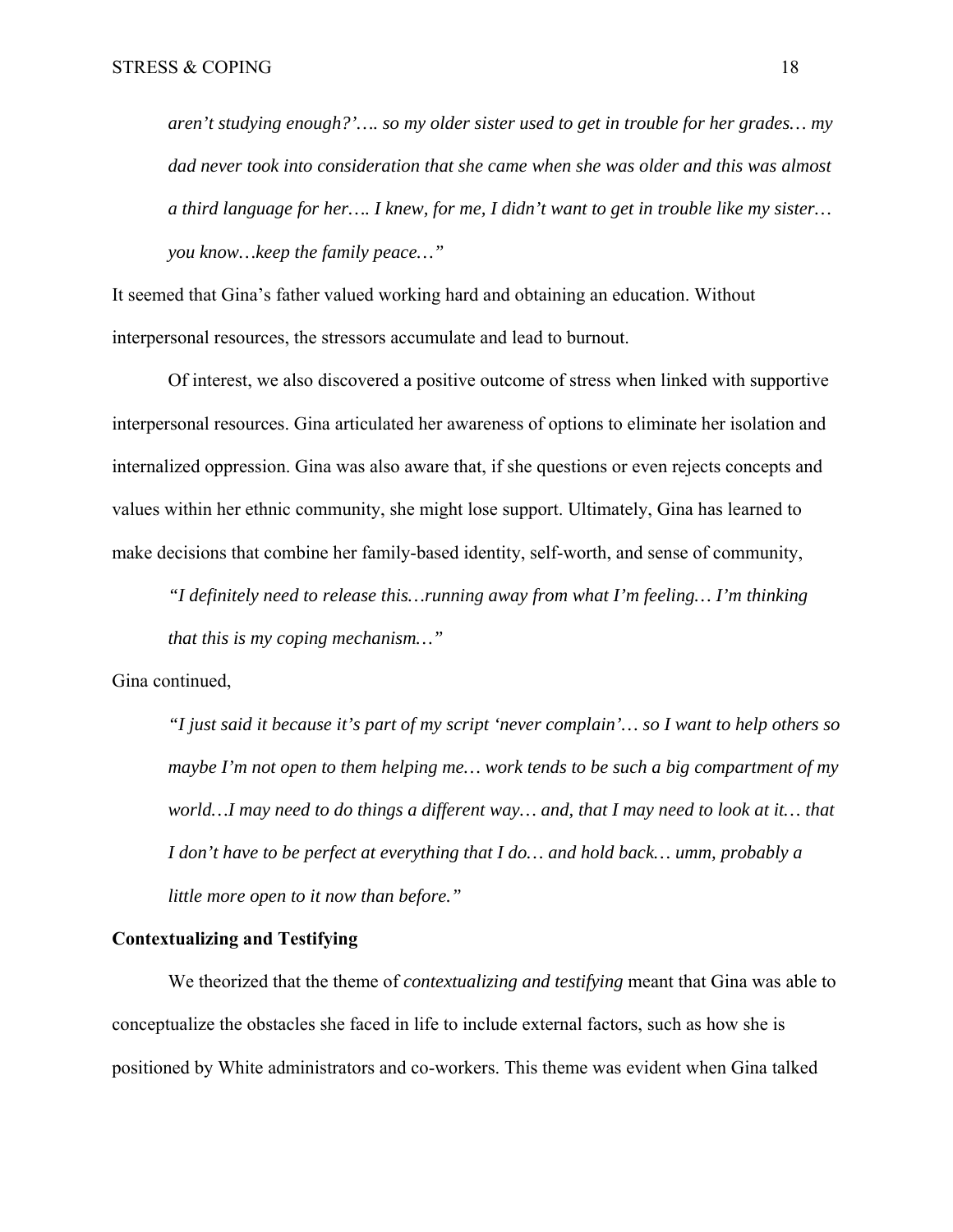*aren't studying enough?'…. so my older sister used to get in trouble for her grades… my dad never took into consideration that she came when she was older and this was almost a third language for her…. I knew, for me, I didn't want to get in trouble like my sister… you know…keep the family peace…"*

It seemed that Gina's father valued working hard and obtaining an education. Without interpersonal resources, the stressors accumulate and lead to burnout.

Of interest, we also discovered a positive outcome of stress when linked with supportive interpersonal resources. Gina articulated her awareness of options to eliminate her isolation and internalized oppression. Gina was also aware that, if she questions or even rejects concepts and values within her ethnic community, she might lose support. Ultimately, Gina has learned to make decisions that combine her family-based identity, self-worth, and sense of community,

> *"I definitely need to release this…running away from what I'm feeling… I'm thinking that this is my coping mechanism…"*

Gina continued,

> *"I just said it because it's part of my script 'never complain'… so I want to help others so maybe I'm not open to them helping me… work tends to be such a big compartment of my world…I may need to do things a different way… and, that I may need to look at it… that I don't have to be perfect at everything that I do… and hold back… umm, probably a little more open to it now than before."*

**Contextualizing and Testifying**

We theorized that the theme of *contextualizing and testifying* meant that Gina was able to conceptualize the obstacles she faced in life to include external factors, such as how she is positioned by White administrators and co-workers. This theme was evident when Gina talked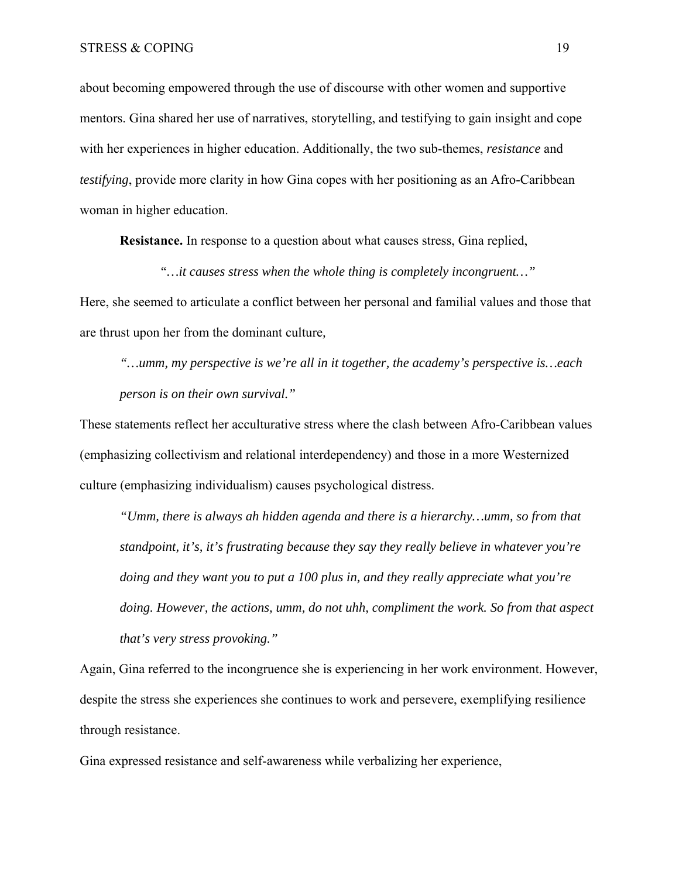about becoming empowered through the use of discourse with other women and supportive mentors. Gina shared her use of narratives, storytelling, and testifying to gain insight and cope with her experiences in higher education. Additionally, the two sub-themes, *resistance* and *testifying*, provide more clarity in how Gina copes with her positioning as an Afro-Caribbean woman in higher education.

**Resistance.** In response to a question about what causes stress, Gina replied,

> *"…it causes stress when the whole thing is completely incongruent…"*

Here, she seemed to articulate a conflict between her personal and familial values and those that are thrust upon her from the dominant culture,

> *"…umm, my perspective is we're all in it together, the academy's perspective is…each person is on their own survival."*

These statements reflect her acculturative stress where the clash between Afro-Caribbean values (emphasizing collectivism and relational interdependency) and those in a more Westernized culture (emphasizing individualism) causes psychological distress.

> *"Umm, there is always ah hidden agenda and there is a hierarchy…umm, so from that standpoint, it's, it's frustrating because they say they really believe in whatever you're doing and they want you to put a 100 plus in, and they really appreciate what you're doing. However, the actions, umm, do not uhh, compliment the work. So from that aspect that's very stress provoking."*

Again, Gina referred to the incongruence she is experiencing in her work environment. However, despite the stress she experiences she continues to work and persevere, exemplifying resilience through resistance.

Gina expressed resistance and self-awareness while verbalizing her experience,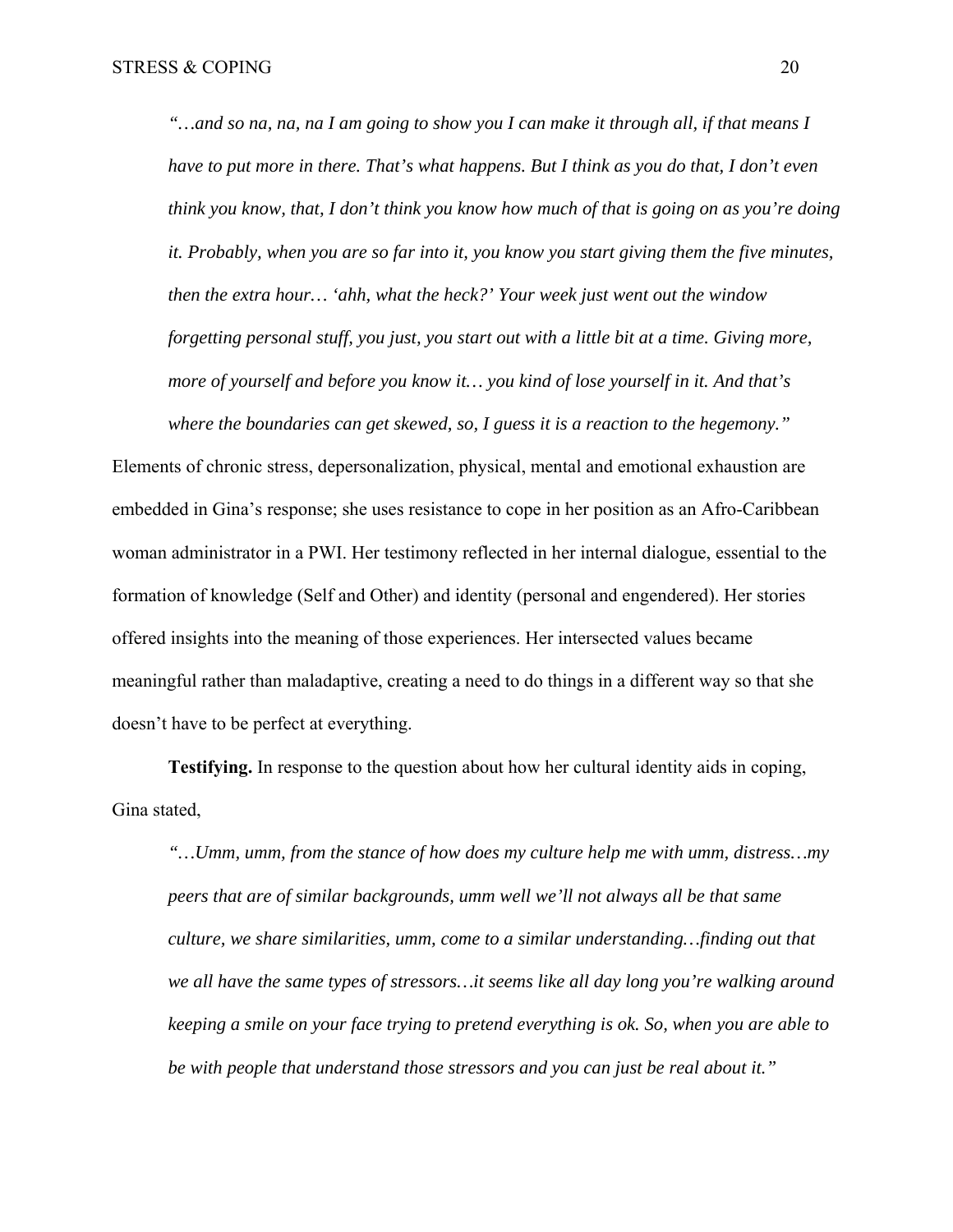> *"…and so na, na, na I am going to show you I can make it through all, if that means I have to put more in there. That's what happens. But I think as you do that, I don't even think you know, that, I don't think you know how much of that is going on as you're doing it. Probably, when you are so far into it, you know you start giving them the five minutes, then the extra hour… 'ahh, what the heck?' Your week just went out the window forgetting personal stuff, you just, you start out with a little bit at a time. Giving more, more of yourself and before you know it… you kind of lose yourself in it. And that's where the boundaries can get skewed, so, I guess it is a reaction to the hegemony."*

Elements of chronic stress, depersonalization, physical, mental and emotional exhaustion are embedded in Gina's response; she uses resistance to cope in her position as an Afro-Caribbean woman administrator in a PWI. Her testimony reflected in her internal dialogue, essential to the formation of knowledge (Self and Other) and identity (personal and engendered). Her stories offered insights into the meaning of those experiences. Her intersected values became meaningful rather than maladaptive, creating a need to do things in a different way so that she doesn't have to be perfect at everything.

**Testifying.** In response to the question about how her cultural identity aids in coping, Gina stated,

> *"…Umm, umm, from the stance of how does my culture help me with umm, distress…my peers that are of similar backgrounds, umm well we'll not always all be that same culture, we share similarities, umm, come to a similar understanding…finding out that we all have the same types of stressors…it seems like all day long you're walking around keeping a smile on your face trying to pretend everything is ok. So, when you are able to be with people that understand those stressors and you can just be real about it."*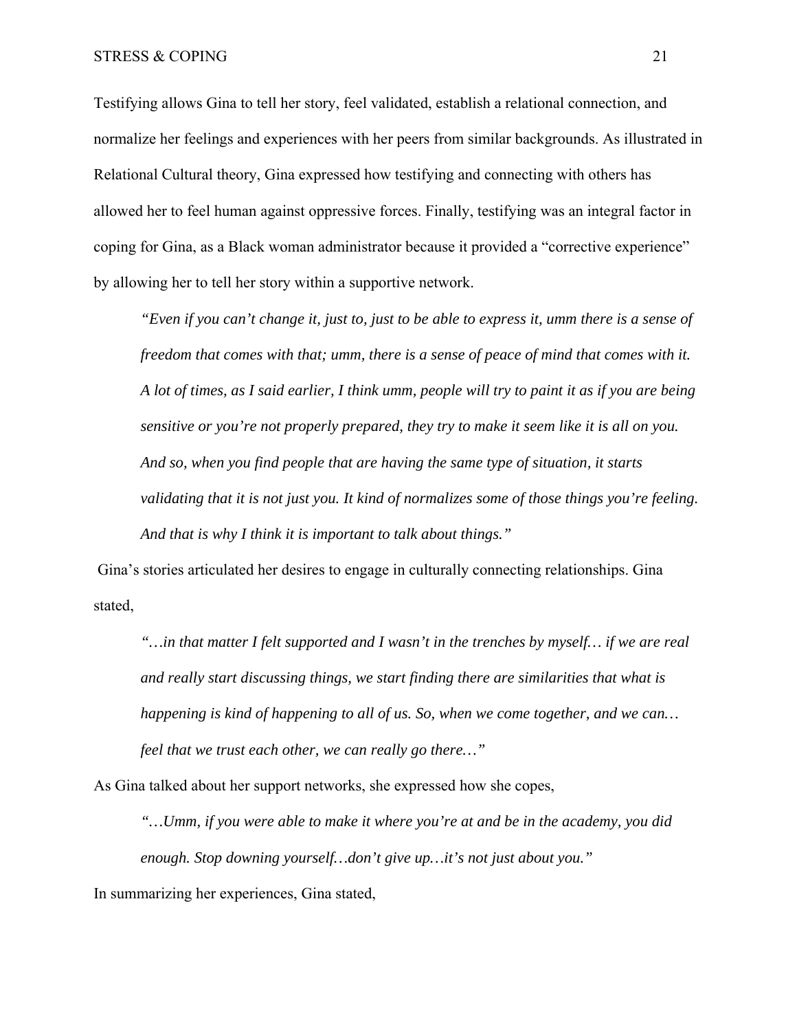Testifying allows Gina to tell her story, feel validated, establish a relational connection, and normalize her feelings and experiences with her peers from similar backgrounds. As illustrated in Relational Cultural theory, Gina expressed how testifying and connecting with others has allowed her to feel human against oppressive forces. Finally, testifying was an integral factor in coping for Gina, as a Black woman administrator because it provided a "corrective experience" by allowing her to tell her story within a supportive network.

> *"Even if you can't change it, just to, just to be able to express it, umm there is a sense of freedom that comes with that; umm, there is a sense of peace of mind that comes with it. A lot of times, as I said earlier, I think umm, people will try to paint it as if you are being sensitive or you're not properly prepared, they try to make it seem like it is all on you. And so, when you find people that are having the same type of situation, it starts validating that it is not just you. It kind of normalizes some of those things you're feeling. And that is why I think it is important to talk about things."*

Gina's stories articulated her desires to engage in culturally connecting relationships. Gina stated,

> *"…in that matter I felt supported and I wasn't in the trenches by myself… if we are real and really start discussing things, we start finding there are similarities that what is happening is kind of happening to all of us. So, when we come together, and we can… feel that we trust each other, we can really go there…"*

As Gina talked about her support networks, she expressed how she copes,

> *"…Umm, if you were able to make it where you're at and be in the academy, you did enough. Stop downing yourself…don't give up…it's not just about you."*

In summarizing her experiences, Gina stated,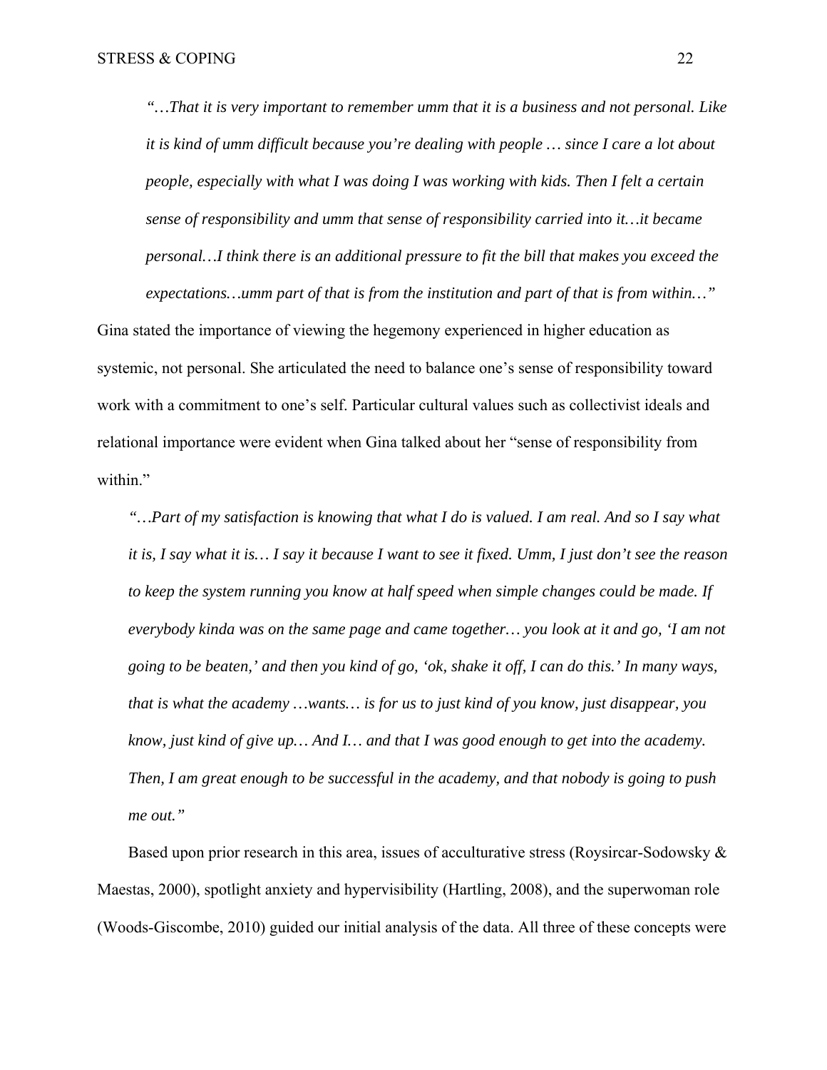> *"…That it is very important to remember umm that it is a business and not personal. Like it is kind of umm difficult because you're dealing with people … since I care a lot about people, especially with what I was doing I was working with kids. Then I felt a certain sense of responsibility and umm that sense of responsibility carried into it…it became personal…I think there is an additional pressure to fit the bill that makes you exceed the expectations…umm part of that is from the institution and part of that is from within…"*

Gina stated the importance of viewing the hegemony experienced in higher education as systemic, not personal. She articulated the need to balance one's sense of responsibility toward work with a commitment to one's self. Particular cultural values such as collectivist ideals and relational importance were evident when Gina talked about her "sense of responsibility from within."

> *"…Part of my satisfaction is knowing that what I do is valued. I am real. And so I say what it is, I say what it is… I say it because I want to see it fixed. Umm, I just don't see the reason to keep the system running you know at half speed when simple changes could be made. If everybody kinda was on the same page and came together… you look at it and go, 'I am not going to be beaten,' and then you kind of go, 'ok, shake it off, I can do this.' In many ways, that is what the academy …wants… is for us to just kind of you know, just disappear, you know, just kind of give up… And I… and that I was good enough to get into the academy. Then, I am great enough to be successful in the academy, and that nobody is going to push me out."*

Based upon prior research in this area, issues of acculturative stress (Roysircar-Sodowsky & Maestas, 2000), spotlight anxiety and hypervisibility (Hartling, 2008), and the superwoman role (Woods-Giscombe, 2010) guided our initial analysis of the data. All three of these concepts were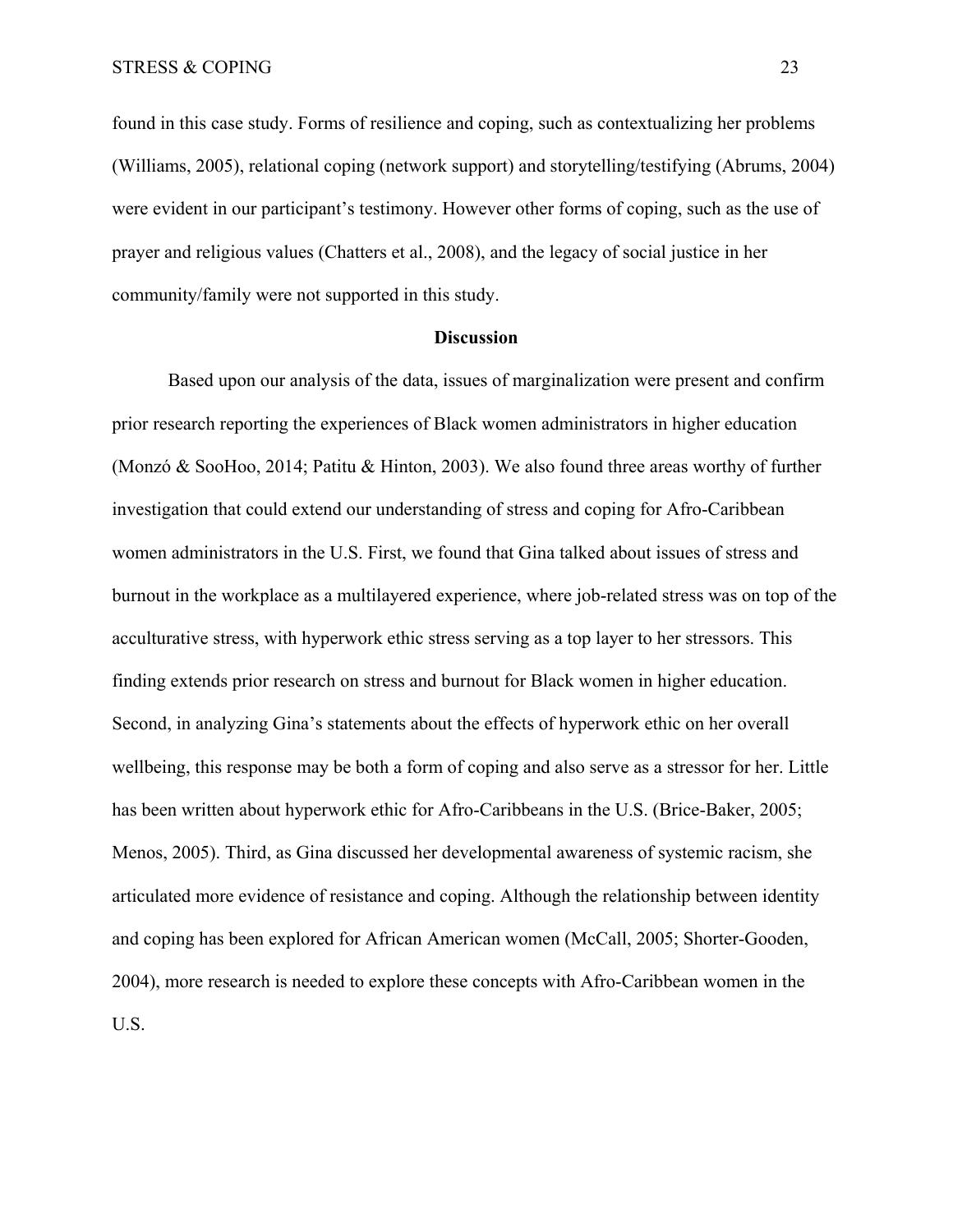found in this case study. Forms of resilience and coping, such as contextualizing her problems (Williams, 2005), relational coping (network support) and storytelling/testifying (Abrums, 2004) were evident in our participant's testimony. However other forms of coping, such as the use of prayer and religious values (Chatters et al., 2008), and the legacy of social justice in her community/family were not supported in this study.

## Discussion

Based upon our analysis of the data, issues of marginalization were present and confirm prior research reporting the experiences of Black women administrators in higher education (Monzó & SooHoo, 2014; Patitu & Hinton, 2003). We also found three areas worthy of further investigation that could extend our understanding of stress and coping for Afro-Caribbean women administrators in the U.S. First, we found that Gina talked about issues of stress and burnout in the workplace as a multilayered experience, where job-related stress was on top of the acculturative stress, with hyperwork ethic stress serving as a top layer to her stressors. This finding extends prior research on stress and burnout for Black women in higher education. Second, in analyzing Gina's statements about the effects of hyperwork ethic on her overall wellbeing, this response may be both a form of coping and also serve as a stressor for her. Little has been written about hyperwork ethic for Afro-Caribbeans in the U.S. (Brice-Baker, 2005; Menos, 2005). Third, as Gina discussed her developmental awareness of systemic racism, she articulated more evidence of resistance and coping. Although the relationship between identity and coping has been explored for African American women (McCall, 2005; Shorter-Gooden, 2004), more research is needed to explore these concepts with Afro-Caribbean women in the U.S.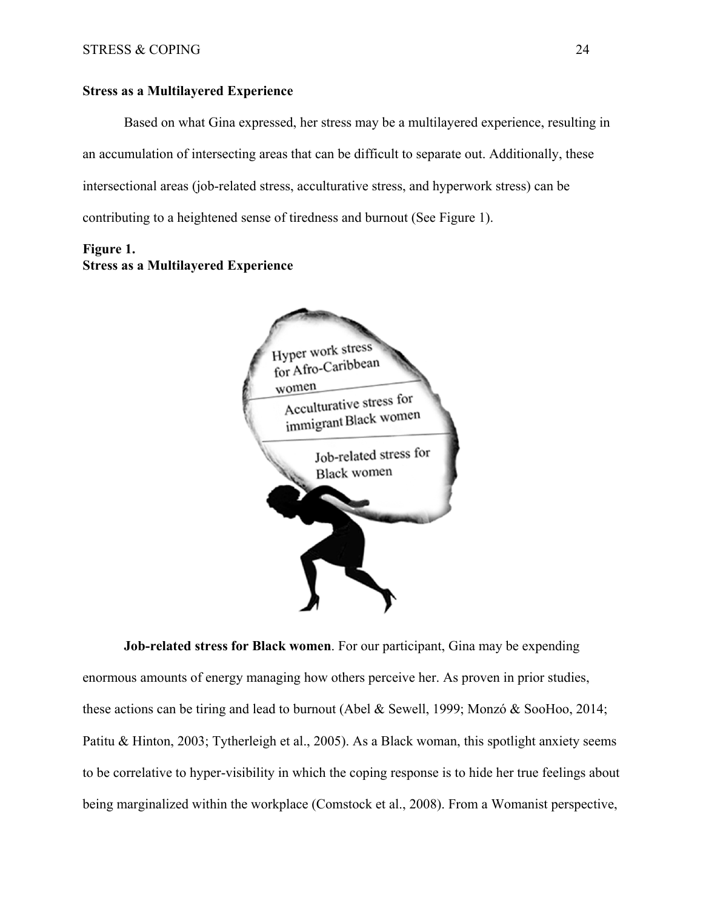**Stress as a Multilayered Experience**

Based on what Gina expressed, her stress may be a multilayered experience, resulting in an accumulation of intersecting areas that can be difficult to separate out. Additionally, these intersectional areas (job-related stress, acculturative stress, and hyperwork stress) can be contributing to a heightened sense of tiredness and burnout (See Figure 1).

**Figure 1.**
**Stress as a Multilayered Experience**

**Job-related stress for Black women**. For our participant, Gina may be expending enormous amounts of energy managing how others perceive her. As proven in prior studies, these actions can be tiring and lead to burnout (Abel & Sewell, 1999; Monzó & SooHoo, 2014; Patitu & Hinton, 2003; Tytherleigh et al., 2005). As a Black woman, this spotlight anxiety seems to be correlative to hyper-visibility in which the coping response is to hide her true feelings about being marginalized within the workplace (Comstock et al., 2008). From a Womanist perspective,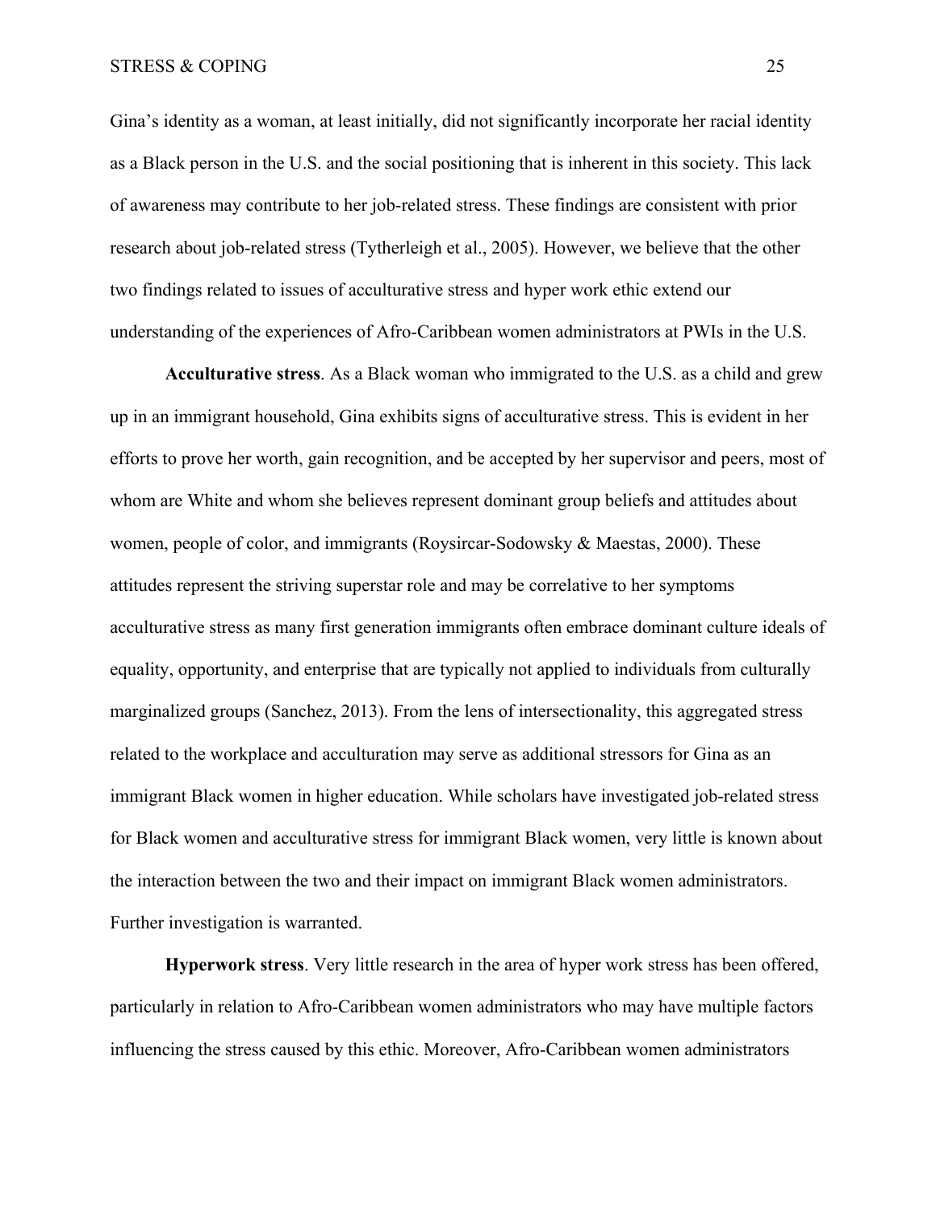Gina's identity as a woman, at least initially, did not significantly incorporate her racial identity as a Black person in the U.S. and the social positioning that is inherent in this society. This lack of awareness may contribute to her job-related stress. These findings are consistent with prior research about job-related stress (Tytherleigh et al., 2005). However, we believe that the other two findings related to issues of acculturative stress and hyper work ethic extend our understanding of the experiences of Afro-Caribbean women administrators at PWIs in the U.S.

**Acculturative stress**. As a Black woman who immigrated to the U.S. as a child and grew up in an immigrant household, Gina exhibits signs of acculturative stress. This is evident in her efforts to prove her worth, gain recognition, and be accepted by her supervisor and peers, most of whom are White and whom she believes represent dominant group beliefs and attitudes about women, people of color, and immigrants (Roysircar-Sodowsky & Maestas, 2000). These attitudes represent the striving superstar role and may be correlative to her symptoms acculturative stress as many first generation immigrants often embrace dominant culture ideals of equality, opportunity, and enterprise that are typically not applied to individuals from culturally marginalized groups (Sanchez, 2013). From the lens of intersectionality, this aggregated stress related to the workplace and acculturation may serve as additional stressors for Gina as an immigrant Black women in higher education. While scholars have investigated job-related stress for Black women and acculturative stress for immigrant Black women, very little is known about the interaction between the two and their impact on immigrant Black women administrators. Further investigation is warranted.

**Hyperwork stress**. Very little research in the area of hyper work stress has been offered, particularly in relation to Afro-Caribbean women administrators who may have multiple factors influencing the stress caused by this ethic. Moreover, Afro-Caribbean women administrators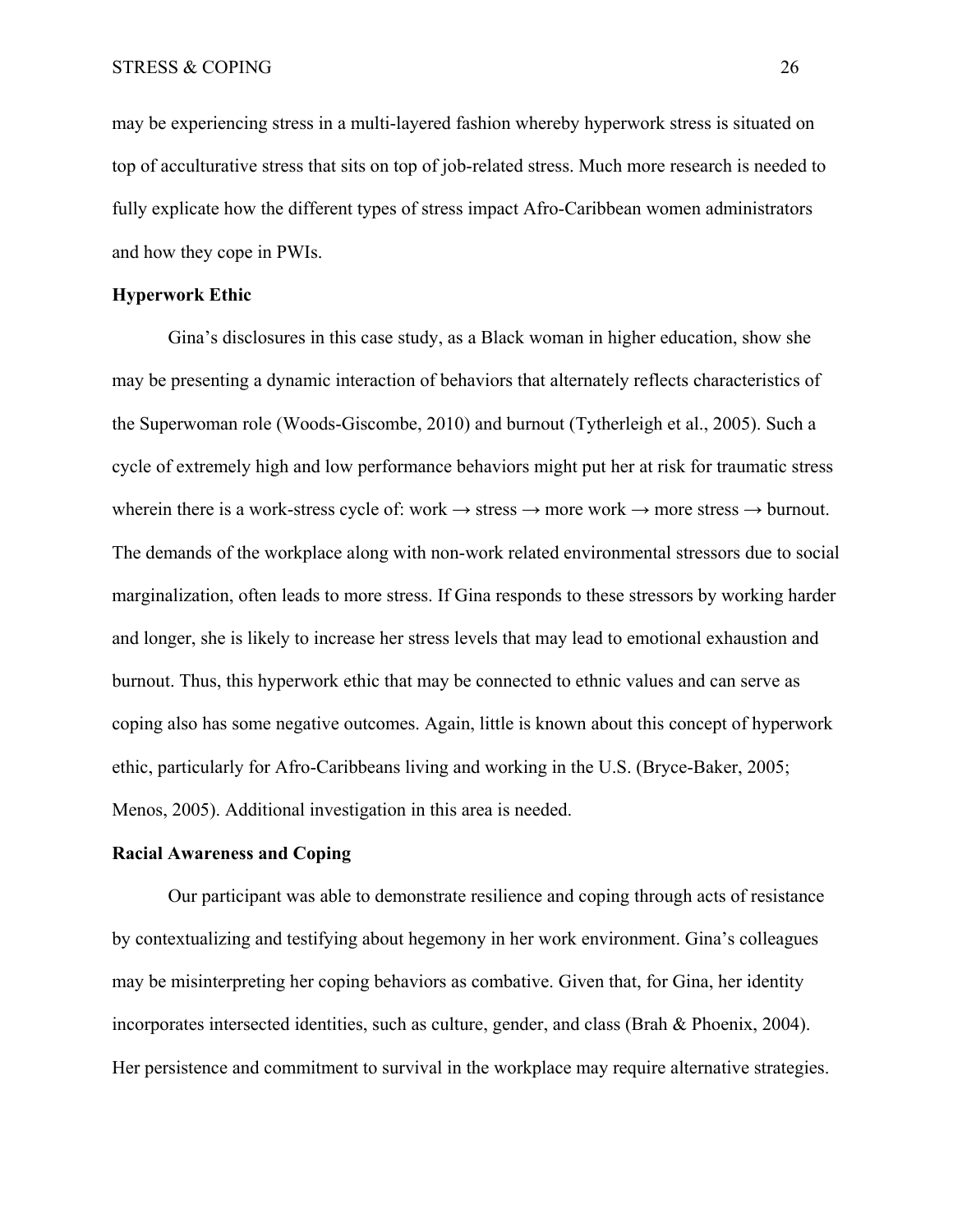may be experiencing stress in a multi-layered fashion whereby hyperwork stress is situated on top of acculturative stress that sits on top of job-related stress. Much more research is needed to fully explicate how the different types of stress impact Afro-Caribbean women administrators and how they cope in PWIs.

**Hyperwork Ethic**

Gina's disclosures in this case study, as a Black woman in higher education, show she may be presenting a dynamic interaction of behaviors that alternately reflects characteristics of the Superwoman role (Woods-Giscombe, 2010) and burnout (Tytherleigh et al., 2005). Such a cycle of extremely high and low performance behaviors might put her at risk for traumatic stress wherein there is a work-stress cycle of: work → stress → more work → more stress → burnout. The demands of the workplace along with non-work related environmental stressors due to social marginalization, often leads to more stress. If Gina responds to these stressors by working harder and longer, she is likely to increase her stress levels that may lead to emotional exhaustion and burnout. Thus, this hyperwork ethic that may be connected to ethnic values and can serve as coping also has some negative outcomes. Again, little is known about this concept of hyperwork ethic, particularly for Afro-Caribbeans living and working in the U.S. (Bryce-Baker, 2005; Menos, 2005). Additional investigation in this area is needed.

**Racial Awareness and Coping**

Our participant was able to demonstrate resilience and coping through acts of resistance by contextualizing and testifying about hegemony in her work environment. Gina's colleagues may be misinterpreting her coping behaviors as combative. Given that, for Gina, her identity incorporates intersected identities, such as culture, gender, and class (Brah & Phoenix, 2004). Her persistence and commitment to survival in the workplace may require alternative strategies.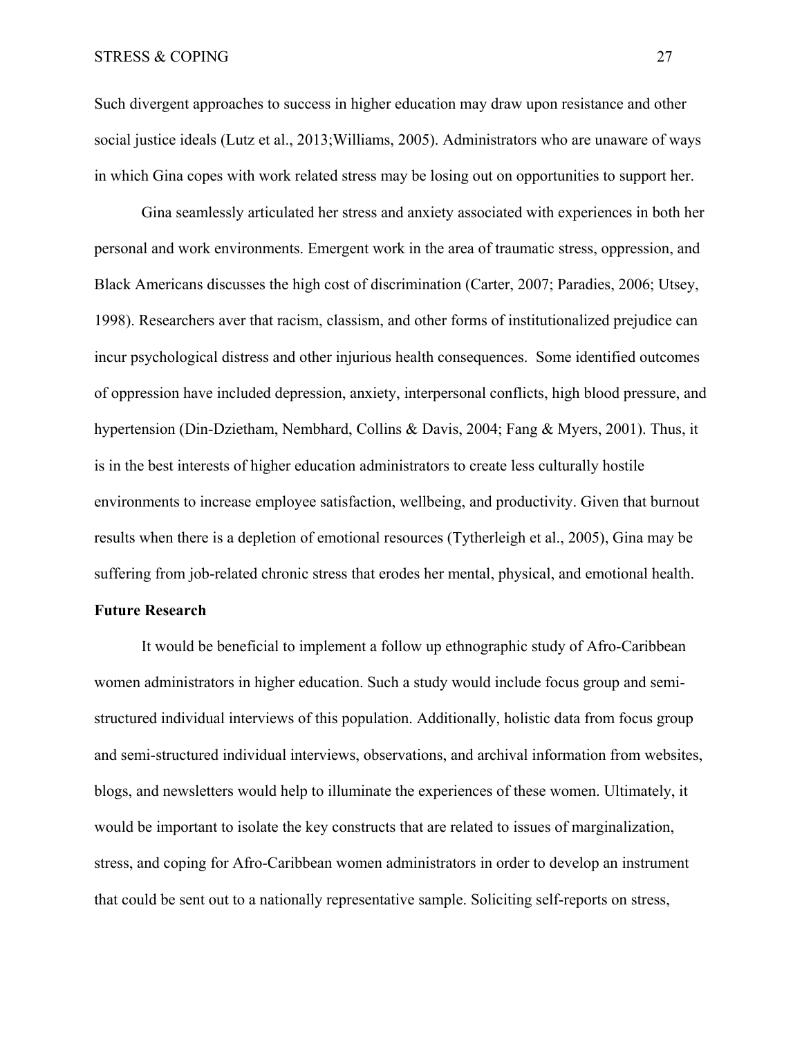Such divergent approaches to success in higher education may draw upon resistance and other social justice ideals (Lutz et al., 2013;Williams, 2005). Administrators who are unaware of ways in which Gina copes with work related stress may be losing out on opportunities to support her.

Gina seamlessly articulated her stress and anxiety associated with experiences in both her personal and work environments. Emergent work in the area of traumatic stress, oppression, and Black Americans discusses the high cost of discrimination (Carter, 2007; Paradies, 2006; Utsey, 1998). Researchers aver that racism, classism, and other forms of institutionalized prejudice can incur psychological distress and other injurious health consequences. Some identified outcomes of oppression have included depression, anxiety, interpersonal conflicts, high blood pressure, and hypertension (Din-Dzietham, Nembhard, Collins & Davis, 2004; Fang & Myers, 2001). Thus, it is in the best interests of higher education administrators to create less culturally hostile environments to increase employee satisfaction, wellbeing, and productivity. Given that burnout results when there is a depletion of emotional resources (Tytherleigh et al., 2005), Gina may be suffering from job-related chronic stress that erodes her mental, physical, and emotional health.

**Future Research**

It would be beneficial to implement a follow up ethnographic study of Afro-Caribbean women administrators in higher education. Such a study would include focus group and semi-structured individual interviews of this population. Additionally, holistic data from focus group and semi-structured individual interviews, observations, and archival information from websites, blogs, and newsletters would help to illuminate the experiences of these women. Ultimately, it would be important to isolate the key constructs that are related to issues of marginalization, stress, and coping for Afro-Caribbean women administrators in order to develop an instrument that could be sent out to a nationally representative sample. Soliciting self-reports on stress,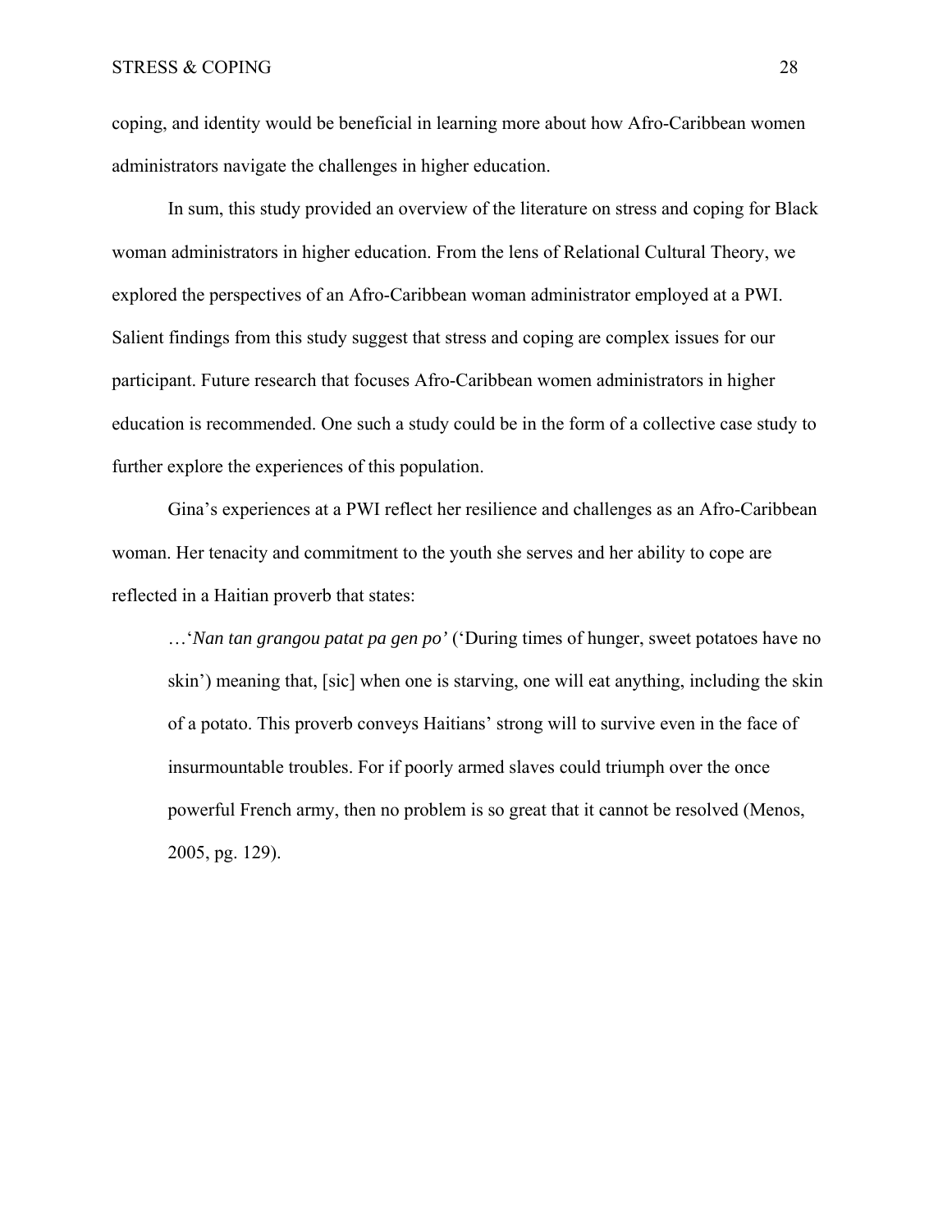coping, and identity would be beneficial in learning more about how Afro-Caribbean women administrators navigate the challenges in higher education.

In sum, this study provided an overview of the literature on stress and coping for Black woman administrators in higher education. From the lens of Relational Cultural Theory, we explored the perspectives of an Afro-Caribbean woman administrator employed at a PWI. Salient findings from this study suggest that stress and coping are complex issues for our participant. Future research that focuses Afro-Caribbean women administrators in higher education is recommended. One such a study could be in the form of a collective case study to further explore the experiences of this population.

Gina's experiences at a PWI reflect her resilience and challenges as an Afro-Caribbean woman. Her tenacity and commitment to the youth she serves and her ability to cope are reflected in a Haitian proverb that states:

> …'*Nan tan grangou patat pa gen po'* ('During times of hunger, sweet potatoes have no skin') meaning that, [sic] when one is starving, one will eat anything, including the skin of a potato. This proverb conveys Haitians' strong will to survive even in the face of insurmountable troubles. For if poorly armed slaves could triumph over the once powerful French army, then no problem is so great that it cannot be resolved (Menos, 2005, pg. 129).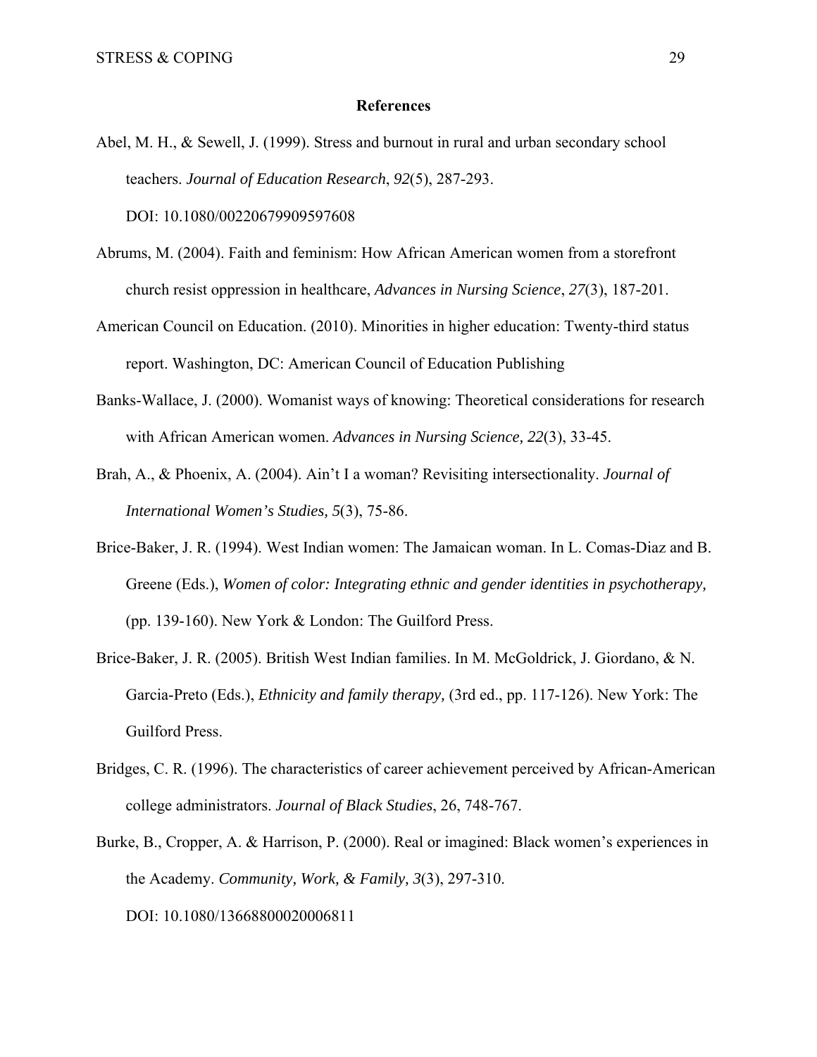# References

Abel, M. H., & Sewell, J. (1999). Stress and burnout in rural and urban secondary school teachers. *Journal of Education Research*, *92*(5), 287-293. DOI: 10.1080/00220679909597608

Abrums, M. (2004). Faith and feminism: How African American women from a storefront church resist oppression in healthcare, *Advances in Nursing Science*, *27*(3), 187-201.

American Council on Education. (2010). Minorities in higher education: Twenty-third status report. Washington, DC: American Council of Education Publishing

Banks-Wallace, J. (2000). Womanist ways of knowing: Theoretical considerations for research with African American women. *Advances in Nursing Science, 22*(3), 33-45.

Brah, A., & Phoenix, A. (2004). Ain't I a woman? Revisiting intersectionality. *Journal of International Women's Studies, 5*(3), 75-86.

Brice-Baker, J. R. (1994). West Indian women: The Jamaican woman. In L. Comas-Diaz and B. Greene (Eds.), *Women of color: Integrating ethnic and gender identities in psychotherapy,* (pp. 139-160). New York & London: The Guilford Press.

Brice-Baker, J. R. (2005). British West Indian families. In M. McGoldrick, J. Giordano, & N. Garcia-Preto (Eds.), *Ethnicity and family therapy,* (3rd ed., pp. 117-126). New York: The Guilford Press.

Bridges, C. R. (1996). The characteristics of career achievement perceived by African-American college administrators. *Journal of Black Studies*, 26, 748-767.

Burke, B., Cropper, A. & Harrison, P. (2000). Real or imagined: Black women's experiences in the Academy. *Community, Work, & Family, 3*(3), 297-310. DOI: 10.1080/13668800020006811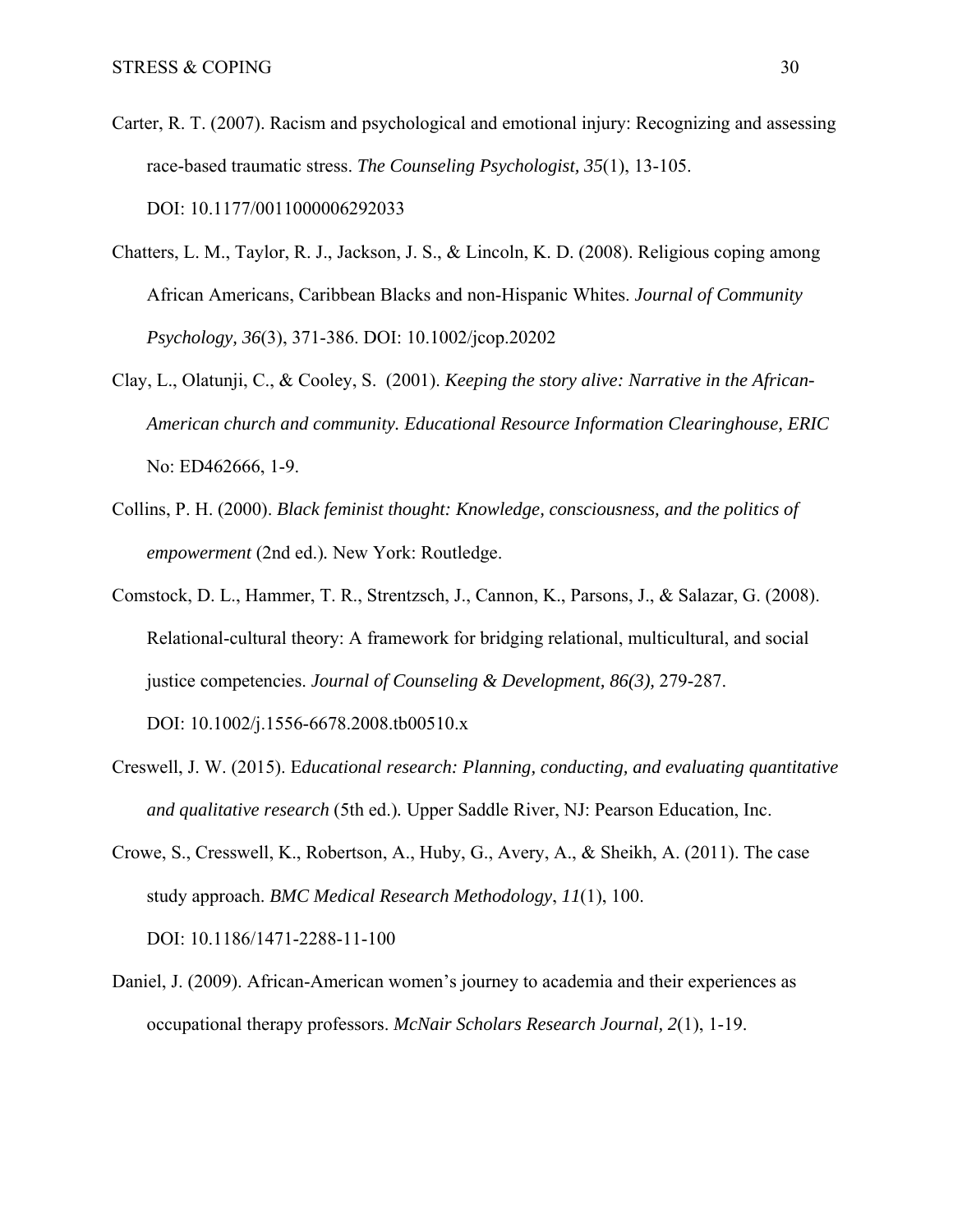Carter, R. T. (2007). Racism and psychological and emotional injury: Recognizing and assessing race-based traumatic stress. *The Counseling Psychologist, 35*(1), 13-105. DOI: 10.1177/0011000006292033

Chatters, L. M., Taylor, R. J., Jackson, J. S., & Lincoln, K. D. (2008). Religious coping among African Americans, Caribbean Blacks and non-Hispanic Whites. *Journal of Community Psychology, 36*(3), 371-386. DOI: 10.1002/jcop.20202

Clay, L., Olatunji, C., & Cooley, S. (2001). *Keeping the story alive: Narrative in the African-American church and community. Educational Resource Information Clearinghouse, ERIC* No: ED462666, 1-9.

Collins, P. H. (2000). *Black feminist thought: Knowledge, consciousness, and the politics of empowerment* (2nd ed.). New York: Routledge.

Comstock, D. L., Hammer, T. R., Strentzsch, J., Cannon, K., Parsons, J., & Salazar, G. (2008). Relational-cultural theory: A framework for bridging relational, multicultural, and social justice competencies. *Journal of Counseling & Development, 86(3),* 279-287. DOI: 10.1002/j.1556-6678.2008.tb00510.x

Creswell, J. W. (2015). E*ducational research: Planning, conducting, and evaluating quantitative and qualitative research* (5th ed.). Upper Saddle River, NJ: Pearson Education, Inc.

Crowe, S., Cresswell, K., Robertson, A., Huby, G., Avery, A., & Sheikh, A. (2011). The case study approach. *BMC Medical Research Methodology*, *11*(1), 100. DOI: 10.1186/1471-2288-11-100

Daniel, J. (2009). African-American women's journey to academia and their experiences as occupational therapy professors. *McNair Scholars Research Journal, 2*(1), 1-19.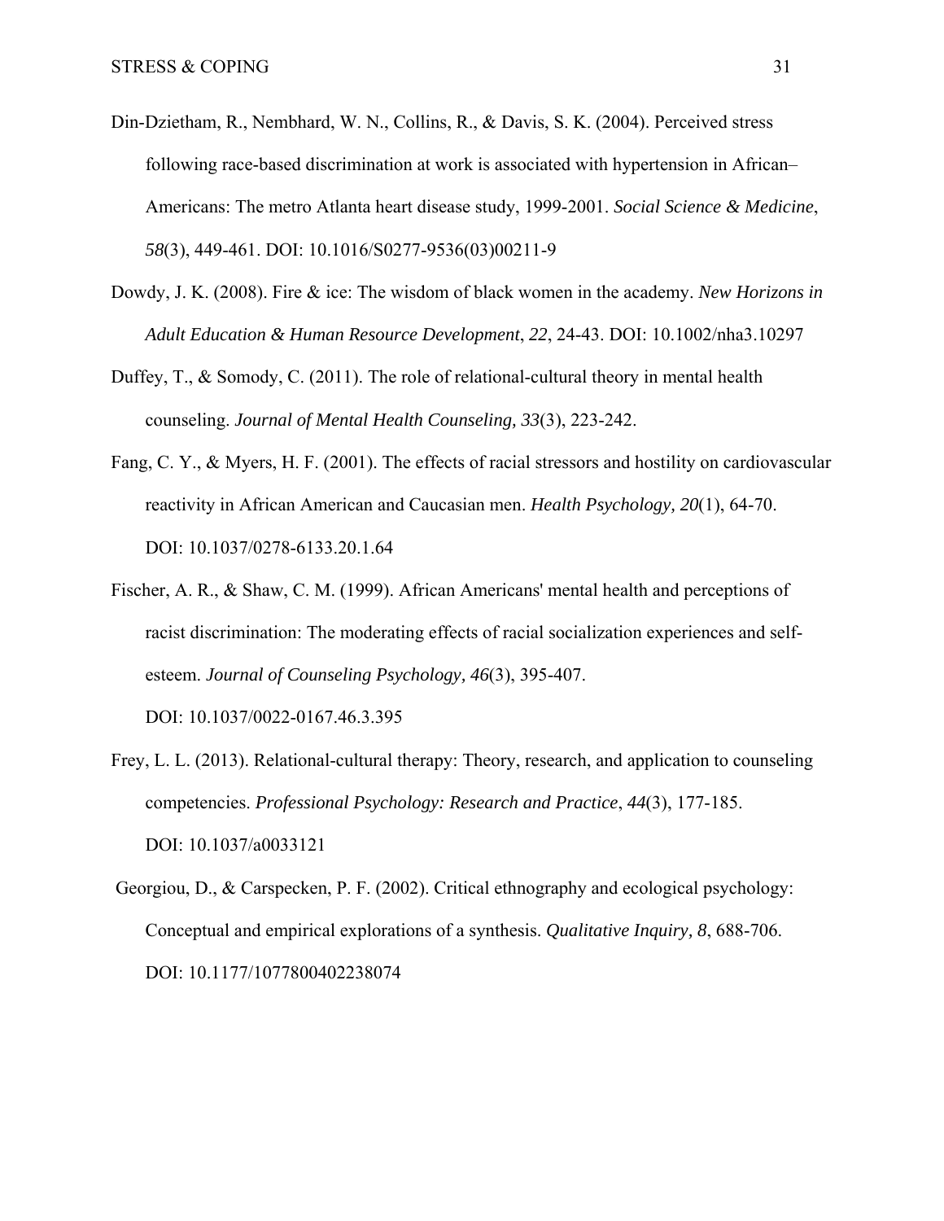Din-Dzietham, R., Nembhard, W. N., Collins, R., & Davis, S. K. (2004). Perceived stress following race-based discrimination at work is associated with hypertension in African–Americans: The metro Atlanta heart disease study, 1999-2001. *Social Science & Medicine*, *58*(3), 449-461. DOI: 10.1016/S0277-9536(03)00211-9

Dowdy, J. K. (2008). Fire & ice: The wisdom of black women in the academy. *New Horizons in Adult Education & Human Resource Development*, *22*, 24-43. DOI: 10.1002/nha3.10297

Duffey, T., & Somody, C. (2011). The role of relational-cultural theory in mental health counseling. *Journal of Mental Health Counseling, 33*(3), 223-242.

Fang, C. Y., & Myers, H. F. (2001). The effects of racial stressors and hostility on cardiovascular reactivity in African American and Caucasian men. *Health Psychology, 20*(1), 64-70. DOI: 10.1037/0278-6133.20.1.64

Fischer, A. R., & Shaw, C. M. (1999). African Americans' mental health and perceptions of racist discrimination: The moderating effects of racial socialization experiences and self-esteem. *Journal of Counseling Psychology, 46*(3), 395-407. DOI: 10.1037/0022-0167.46.3.395

Frey, L. L. (2013). Relational-cultural therapy: Theory, research, and application to counseling competencies. *Professional Psychology: Research and Practice*, *44*(3), 177-185. DOI: 10.1037/a0033121

Georgiou, D., & Carspecken, P. F. (2002). Critical ethnography and ecological psychology: Conceptual and empirical explorations of a synthesis. *Qualitative Inquiry, 8*, 688-706. DOI: 10.1177/1077800402238074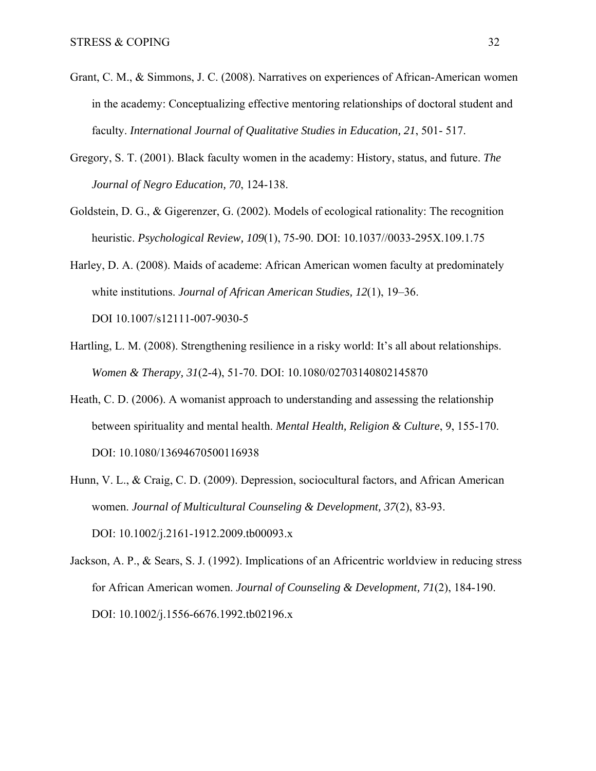Grant, C. M., & Simmons, J. C. (2008). Narratives on experiences of African-American women in the academy: Conceptualizing effective mentoring relationships of doctoral student and faculty. *International Journal of Qualitative Studies in Education, 21*, 501- 517.

Gregory, S. T. (2001). Black faculty women in the academy: History, status, and future. *The Journal of Negro Education, 70*, 124-138.

Goldstein, D. G., & Gigerenzer, G. (2002). Models of ecological rationality: The recognition heuristic. *Psychological Review, 109*(1), 75-90. DOI: 10.1037//0033-295X.109.1.75

Harley, D. A. (2008). Maids of academe: African American women faculty at predominately white institutions. *Journal of African American Studies, 12*(1), 19–36. DOI 10.1007/s12111-007-9030-5

Hartling, L. M. (2008). Strengthening resilience in a risky world: It's all about relationships. *Women & Therapy, 31*(2-4), 51-70. DOI: 10.1080/02703140802145870

Heath, C. D. (2006). A womanist approach to understanding and assessing the relationship between spirituality and mental health. *Mental Health, Religion & Culture*, 9, 155-170. DOI: 10.1080/13694670500116938

Hunn, V. L., & Craig, C. D. (2009). Depression, sociocultural factors, and African American women. *Journal of Multicultural Counseling & Development, 37*(2), 83-93. DOI: 10.1002/j.2161-1912.2009.tb00093.x

Jackson, A. P., & Sears, S. J. (1992). Implications of an Africentric worldview in reducing stress for African American women. *Journal of Counseling & Development, 71*(2), 184-190. DOI: 10.1002/j.1556-6676.1992.tb02196.x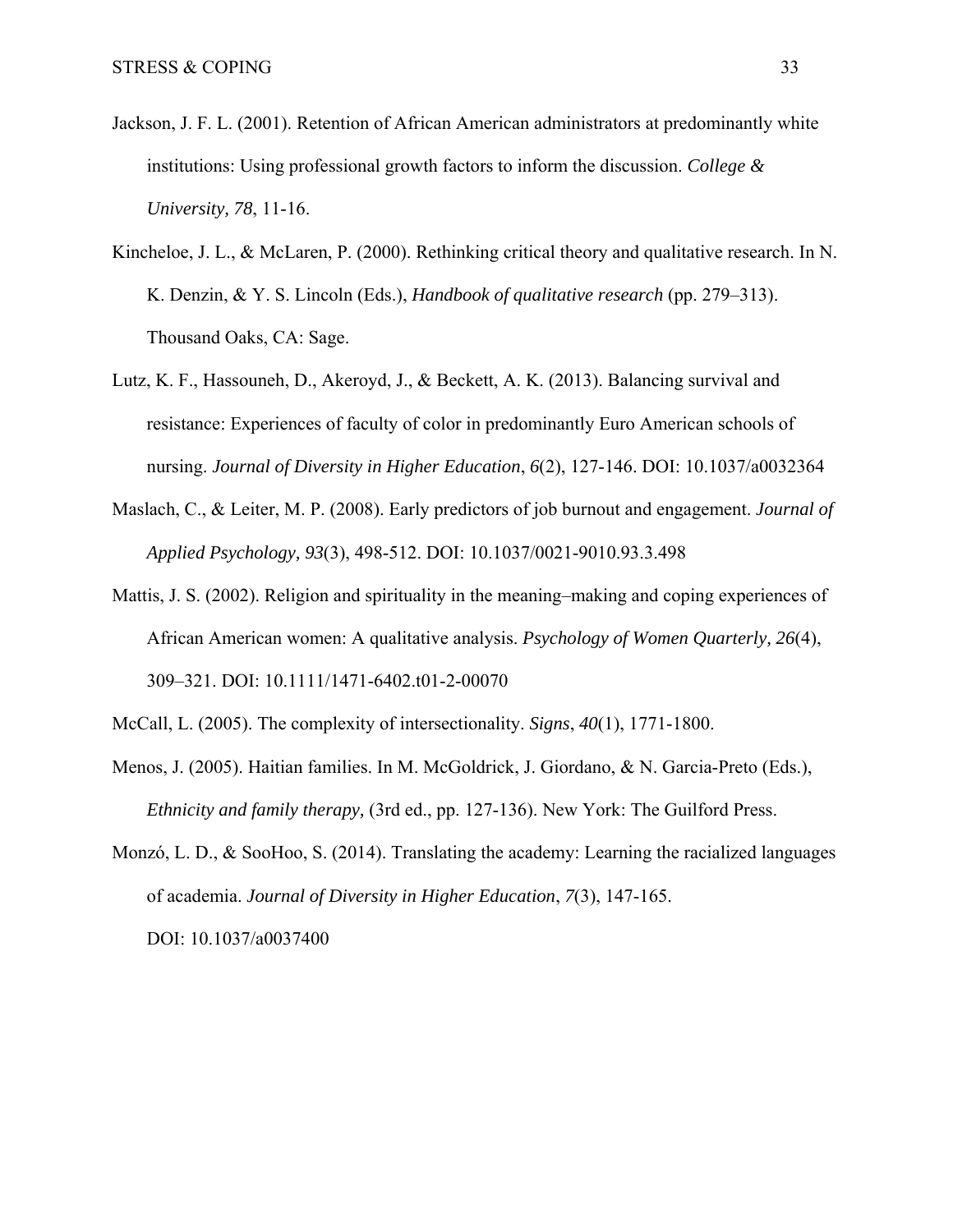Jackson, J. F. L. (2001). Retention of African American administrators at predominantly white institutions: Using professional growth factors to inform the discussion. *College & University, 78*, 11-16.

Kincheloe, J. L., & McLaren, P. (2000). Rethinking critical theory and qualitative research. In N. K. Denzin, & Y. S. Lincoln (Eds.), *Handbook of qualitative research* (pp. 279–313). Thousand Oaks, CA: Sage.

Lutz, K. F., Hassouneh, D., Akeroyd, J., & Beckett, A. K. (2013). Balancing survival and resistance: Experiences of faculty of color in predominantly Euro American schools of nursing. *Journal of Diversity in Higher Education*, *6*(2), 127-146. DOI: 10.1037/a0032364

Maslach, C., & Leiter, M. P. (2008). Early predictors of job burnout and engagement. *Journal of Applied Psychology, 93*(3), 498-512. DOI: 10.1037/0021-9010.93.3.498

Mattis, J. S. (2002). Religion and spirituality in the meaning–making and coping experiences of African American women: A qualitative analysis. *Psychology of Women Quarterly, 26*(4), 309–321. DOI: 10.1111/1471-6402.t01-2-00070

McCall, L. (2005). The complexity of intersectionality. *Signs*, *40*(1), 1771-1800.

Menos, J. (2005). Haitian families. In M. McGoldrick, J. Giordano, & N. Garcia-Preto (Eds.), *Ethnicity and family therapy,* (3rd ed., pp. 127-136). New York: The Guilford Press.

Monzó, L. D., & SooHoo, S. (2014). Translating the academy: Learning the racialized languages of academia. *Journal of Diversity in Higher Education*, *7*(3), 147-165. DOI: 10.1037/a0037400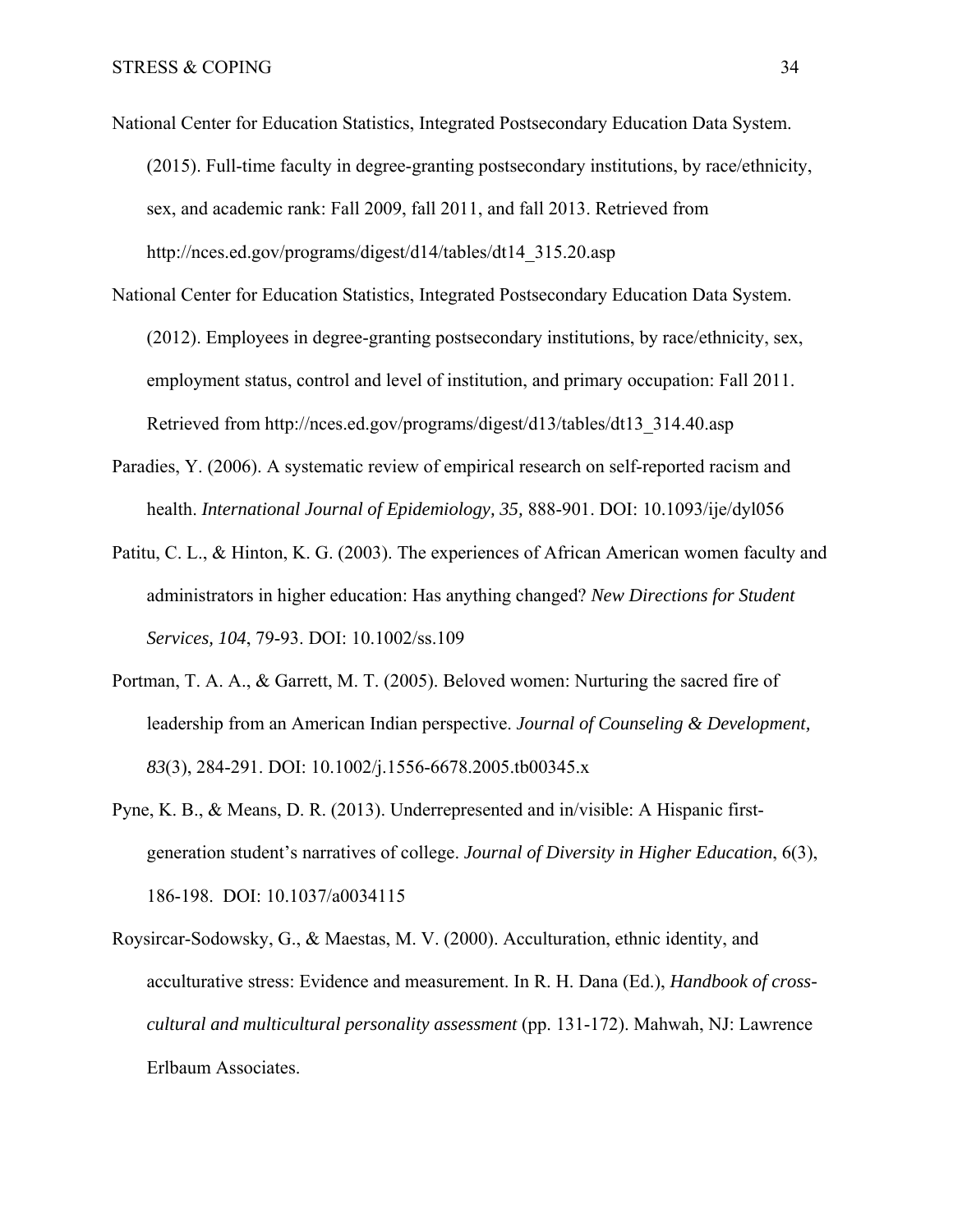National Center for Education Statistics, Integrated Postsecondary Education Data System. (2015). Full-time faculty in degree-granting postsecondary institutions, by race/ethnicity, sex, and academic rank: Fall 2009, fall 2011, and fall 2013. Retrieved from http://nces.ed.gov/programs/digest/d14/tables/dt14_315.20.asp

National Center for Education Statistics, Integrated Postsecondary Education Data System. (2012). Employees in degree-granting postsecondary institutions, by race/ethnicity, sex, employment status, control and level of institution, and primary occupation: Fall 2011. Retrieved from http://nces.ed.gov/programs/digest/d13/tables/dt13_314.40.asp

Paradies, Y. (2006). A systematic review of empirical research on self-reported racism and health. *International Journal of Epidemiology, 35,* 888-901. DOI: 10.1093/ije/dyl056

Patitu, C. L., & Hinton, K. G. (2003). The experiences of African American women faculty and administrators in higher education: Has anything changed? *New Directions for Student Services, 104*, 79-93. DOI: 10.1002/ss.109

Portman, T. A. A., & Garrett, M. T. (2005). Beloved women: Nurturing the sacred fire of leadership from an American Indian perspective. *Journal of Counseling & Development, 83*(3), 284-291. DOI: 10.1002/j.1556-6678.2005.tb00345.x

Pyne, K. B., & Means, D. R. (2013). Underrepresented and in/visible: A Hispanic first-generation student's narratives of college. *Journal of Diversity in Higher Education*, 6(3), 186-198. DOI: 10.1037/a0034115

Roysircar-Sodowsky, G., & Maestas, M. V. (2000). Acculturation, ethnic identity, and acculturative stress: Evidence and measurement. In R. H. Dana (Ed.), *Handbook of cross-cultural and multicultural personality assessment* (pp. 131-172). Mahwah, NJ: Lawrence Erlbaum Associates.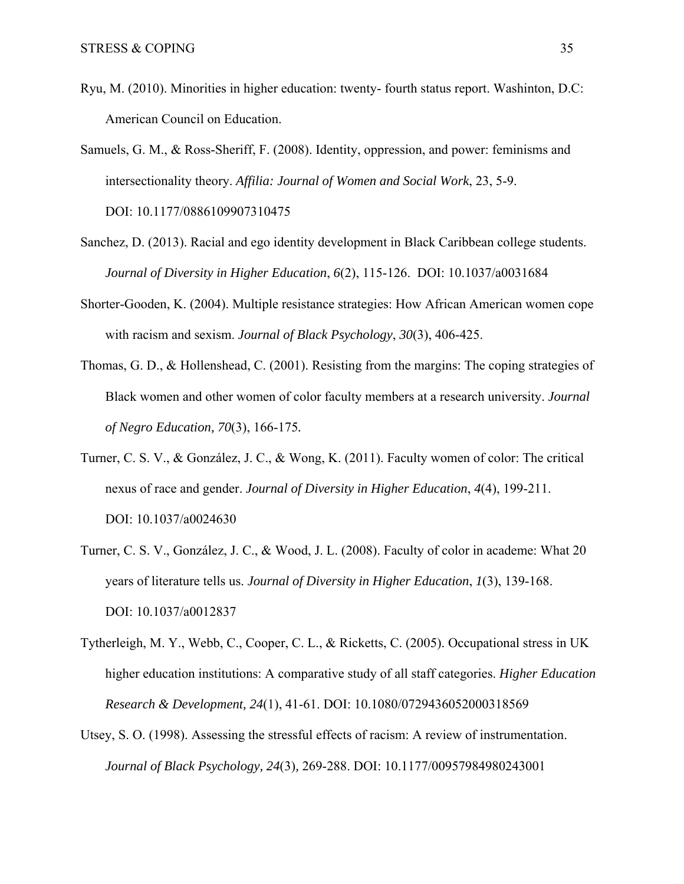Ryu, M. (2010). Minorities in higher education: twenty- fourth status report. Washinton, D.C: American Council on Education.

Samuels, G. M., & Ross-Sheriff, F. (2008). Identity, oppression, and power: feminisms and intersectionality theory. *Affilia: Journal of Women and Social Work*, 23, 5-9. DOI: 10.1177/0886109907310475

Sanchez, D. (2013). Racial and ego identity development in Black Caribbean college students. *Journal of Diversity in Higher Education*, *6*(2), 115-126. DOI: 10.1037/a0031684

Shorter-Gooden, K. (2004). Multiple resistance strategies: How African American women cope with racism and sexism. *Journal of Black Psychology*, *30*(3), 406-425.

Thomas, G. D., & Hollenshead, C. (2001). Resisting from the margins: The coping strategies of Black women and other women of color faculty members at a research university. *Journal of Negro Education, 70*(3), 166-175.

Turner, C. S. V., & González, J. C., & Wong, K. (2011). Faculty women of color: The critical nexus of race and gender. *Journal of Diversity in Higher Education*, *4*(4), 199-211. DOI: 10.1037/a0024630

Turner, C. S. V., González, J. C., & Wood, J. L. (2008). Faculty of color in academe: What 20 years of literature tells us. *Journal of Diversity in Higher Education*, *1*(3), 139-168. DOI: 10.1037/a0012837

Tytherleigh, M. Y., Webb, C., Cooper, C. L., & Ricketts, C. (2005). Occupational stress in UK higher education institutions: A comparative study of all staff categories. *Higher Education Research & Development, 24*(1), 41-61. DOI: 10.1080/0729436052000318569

Utsey, S. O. (1998). Assessing the stressful effects of racism: A review of instrumentation. *Journal of Black Psychology, 24*(3), 269-288. DOI: 10.1177/00957984980243001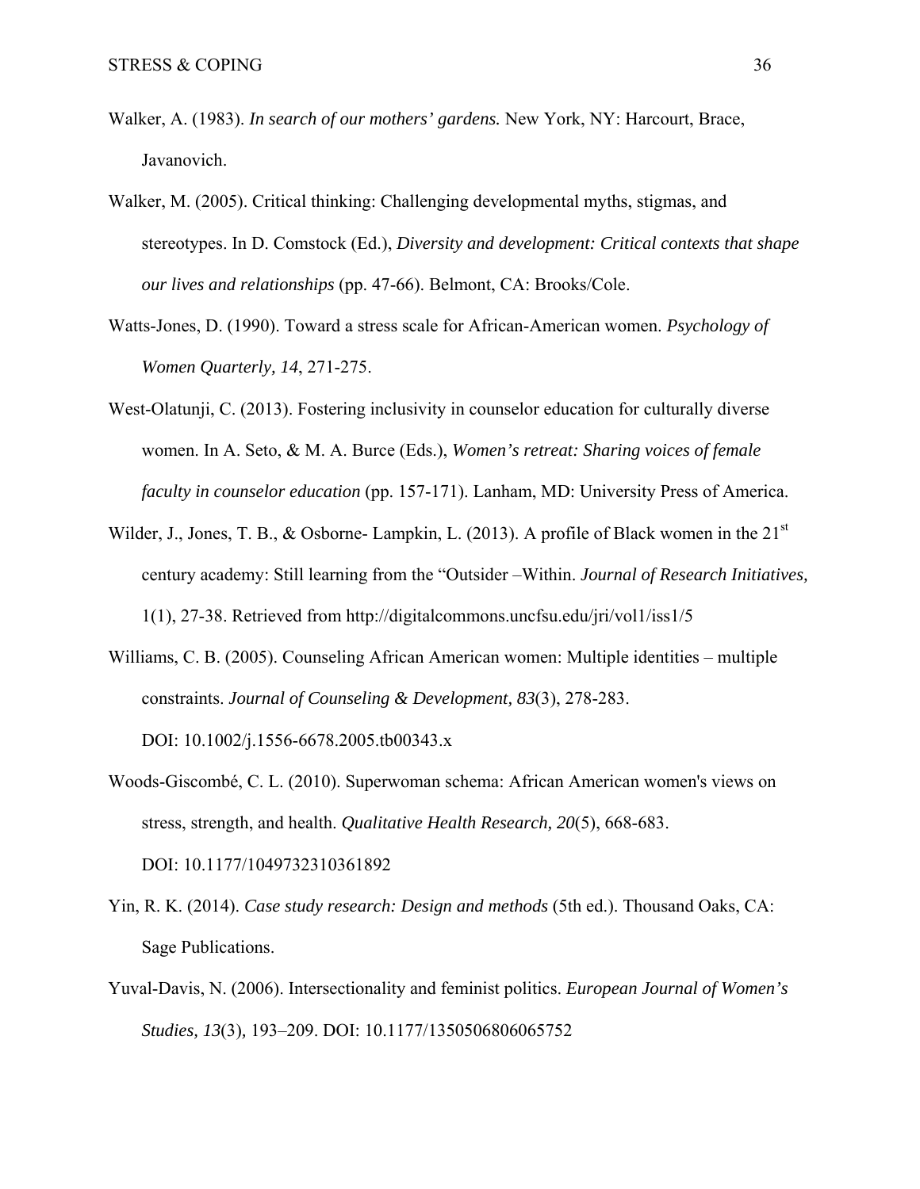Walker, A. (1983). *In search of our mothers' gardens.* New York, NY: Harcourt, Brace, Javanovich.

Walker, M. (2005). Critical thinking: Challenging developmental myths, stigmas, and stereotypes. In D. Comstock (Ed.), *Diversity and development: Critical contexts that shape our lives and relationships* (pp. 47-66). Belmont, CA: Brooks/Cole.

Watts-Jones, D. (1990). Toward a stress scale for African-American women. *Psychology of Women Quarterly, 14*, 271-275.

West-Olatunji, C. (2013). Fostering inclusivity in counselor education for culturally diverse women. In A. Seto, & M. A. Burce (Eds.), *Women's retreat: Sharing voices of female faculty in counselor education* (pp. 157-171). Lanham, MD: University Press of America.

Wilder, J., Jones, T. B., & Osborne- Lampkin, L. (2013). A profile of Black women in the 21st century academy: Still learning from the "Outsider –Within. *Journal of Research Initiatives,* 1(1), 27-38. Retrieved from http://digitalcommons.uncfsu.edu/jri/vol1/iss1/5

Williams, C. B. (2005). Counseling African American women: Multiple identities – multiple constraints. *Journal of Counseling & Development, 83*(3), 278-283. DOI: 10.1002/j.1556-6678.2005.tb00343.x

Woods-Giscombé, C. L. (2010). Superwoman schema: African American women's views on stress, strength, and health. *Qualitative Health Research, 20*(5), 668-683. DOI: 10.1177/1049732310361892

Yin, R. K. (2014). *Case study research: Design and methods* (5th ed.). Thousand Oaks, CA: Sage Publications.

Yuval-Davis, N. (2006). Intersectionality and feminist politics. *European Journal of Women's Studies, 13*(3), 193–209. DOI: 10.1177/1350506806065752